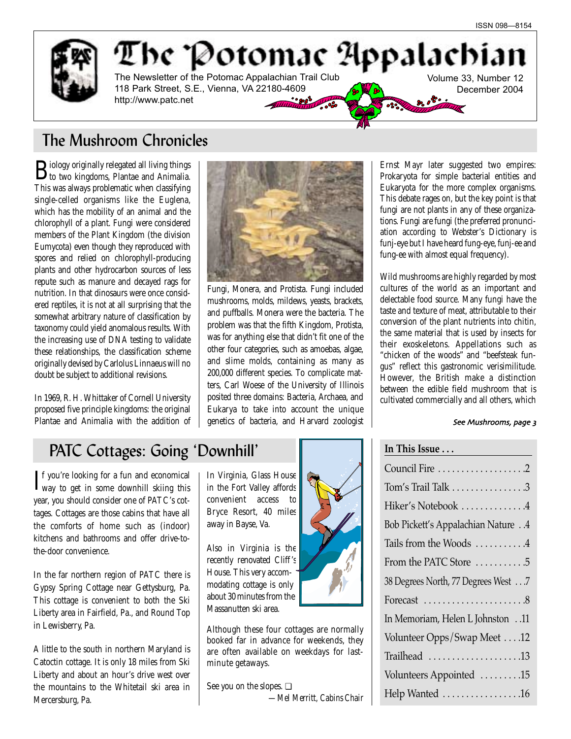ISSN 098—8154

# The Potomac Appalachian

The Newsletter of the Potomac Appalachian Trail Club
118 Park Street, S.E., Vienna, VA 22180-4609
http://www.patc.net

Volume 33, Number 12
December 2004

## The Mushroom Chronicles

Biology originally relegated all living things to two kingdoms, Plantae and Animalia. This was always problematic when classifying single-celled organisms like the Euglena, which has the mobility of an animal and the chlorophyll of a plant. Fungi were considered members of the Plant Kingdom (the division Eumycota) even though they reproduced with spores and relied on chlorophyll-producing plants and other hydrocarbon sources of less repute such as manure and decayed rags for nutrition. In that dinosaurs were once considered reptiles, it is not at all surprising that the somewhat arbitrary nature of classification by taxonomy could yield anomalous results. With the increasing use of DNA testing to validate these relationships, the classification scheme originally devised by Carlolus Linnaeus will no doubt be subject to additional revisions.

In 1969, R. H. Whittaker of Cornell University proposed five principle kingdoms: the original Plantae and Animalia with the addition of Fungi, Monera, and Protista. Fungi included mushrooms, molds, mildews, yeasts, brackets, and puffballs. Monera were the bacteria. The problem was that the fifth Kingdom, Protista, was for anything else that didn't fit one of the other four categories, such as amoebas, algae, and slime molds, containing as many as 200,000 different species. To complicate matters, Carl Woese of the University of Illinois posited three domains: Bacteria, Archaea, and Eukarya to take into account the unique genetics of bacteria, and Harvard zoologist Ernst Mayr later suggested two empires: Prokaryota for simple bacterial entities and Eukaryota for the more complex organisms. This debate rages on, but the key point is that fungi are not plants in any of these organizations. Fungi are fungi (the preferred pronunciation according to Webster's Dictionary is funj-eye but I have heard fung-eye, funj-ee and fung-ee with almost equal frequency).

Wild mushrooms are highly regarded by most cultures of the world as an important and delectable food source. Many fungi have the taste and texture of meat, attributable to their conversion of the plant nutrients into chitin, the same material that is used by insects for their exoskeletons. Appellations such as "chicken of the woods" and "beefsteak fungus" reflect this gastronomic verisimilitude. However, the British make a distinction between the edible field mushroom that is cultivated commercially and all others, which

*See Mushrooms, page 3*

## PATC Cottages: Going 'Downhill'

If you're looking for a fun and economical way to get in some downhill skiing this year, you should consider one of PATC's cottages. Cottages are those cabins that have all the comforts of home such as (indoor) kitchens and bathrooms and offer drive-to-the-door convenience.

In the far northern region of PATC there is Gypsy Spring Cottage near Gettysburg, Pa. This cottage is convenient to both the Ski Liberty area in Fairfield, Pa., and Round Top in Lewisberry, Pa.

A little to the south in northern Maryland is Catoctin cottage. It is only 18 miles from Ski Liberty and about an hour's drive west over the mountains to the Whitetail ski area in Mercersburg, Pa.

In Virginia, Glass House in the Fort Valley affords convenient access to Bryce Resort, 40 miles away in Bayse, Va.

Also in Virginia is the recently renovated Cliff's House. This very accommodating cottage is only about 30 minutes from the Massanutten ski area.

Although these four cottages are normally booked far in advance for weekends, they are often available on weekdays for last-minute getaways.

See you on the slopes. ❑

*—Mel Merritt, Cabins Chair*

### In This Issue . . .

- Council Fire . . . . . . . . . . . . . . . . . . .2
- Tom's Trail Talk . . . . . . . . . . . . . . . .3
- Hiker's Notebook . . . . . . . . . . . . . .4
- Bob Pickett's Appalachian Nature . .4
- Tails from the Woods . . . . . . . . . . .4
- From the PATC Store . . . . . . . . . . .5
- 38 Degrees North, 77 Degrees West . . .7
- Forecast . . . . . . . . . . . . . . . . . . . . .8
- In Memoriam, Helen L Johnston . .11
- Volunteer Opps/Swap Meet . . . .12
- Trailhead . . . . . . . . . . . . . . . . . . . .13
- Volunteers Appointed . . . . . . . . .15
- Help Wanted . . . . . . . . . . . . . . . . .16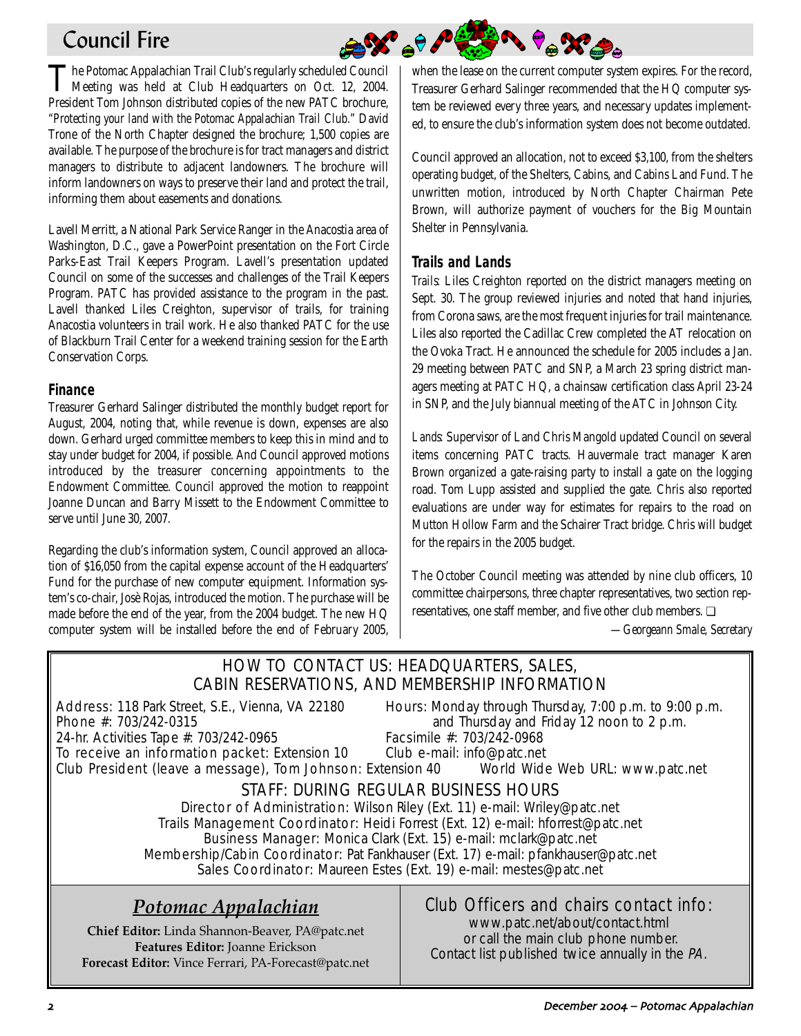# Council Fire

The Potomac Appalachian Trail Club's regularly scheduled Council Meeting was held at Club Headquarters on Oct. 12, 2004. President Tom Johnson distributed copies of the new PATC brochure, "*Protecting your land with the Potomac Appalachian Trail Club*." David Trone of the North Chapter designed the brochure; 1,500 copies are available. The purpose of the brochure is for tract managers and district managers to distribute to adjacent landowners. The brochure will inform landowners on ways to preserve their land and protect the trail, informing them about easements and donations.

Lavell Merritt, a National Park Service Ranger in the Anacostia area of Washington, D.C., gave a PowerPoint presentation on the Fort Circle Parks-East Trail Keepers Program. Lavell's presentation updated Council on some of the successes and challenges of the Trail Keepers Program. PATC has provided assistance to the program in the past. Lavell thanked Liles Creighton, supervisor of trails, for training Anacostia volunteers in trail work. He also thanked PATC for the use of Blackburn Trail Center for a weekend training session for the Earth Conservation Corps.

## Finance

Treasurer Gerhard Salinger distributed the monthly budget report for August, 2004, noting that, while revenue is down, expenses are also down. Gerhard urged committee members to keep this in mind and to stay under budget for 2004, if possible. And Council approved motions introduced by the treasurer concerning appointments to the Endowment Committee. Council approved the motion to reappoint Joanne Duncan and Barry Missett to the Endowment Committee to serve until June 30, 2007.

Regarding the club's information system, Council approved an allocation of $16,050 from the capital expense account of the Headquarters' Fund for the purchase of new computer equipment. Information system's co-chair, Josè Rojas, introduced the motion. The purchase will be made before the end of the year, from the 2004 budget. The new HQ computer system will be installed before the end of February 2005, when the lease on the current computer system expires. For the record, Treasurer Gerhard Salinger recommended that the HQ computer system be reviewed every three years, and necessary updates implemented, to ensure the club's information system does not become outdated.

Council approved an allocation, not to exceed $3,100, from the shelters operating budget, of the Shelters, Cabins, and Cabins Land Fund. The unwritten motion, introduced by North Chapter Chairman Pete Brown, will authorize payment of vouchers for the Big Mountain Shelter in Pennsylvania.

## Trails and Lands

*Trails*: Liles Creighton reported on the district managers meeting on Sept. 30. The group reviewed injuries and noted that hand injuries, from Corona saws, are the most frequent injuries for trail maintenance. Liles also reported the Cadillac Crew completed the AT relocation on the Ovoka Tract. He announced the schedule for 2005 includes a Jan. 29 meeting between PATC and SNP, a March 23 spring district managers meeting at PATC HQ, a chainsaw certification class April 23-24 in SNP, and the July biannual meeting of the ATC in Johnson City.

*Lands*: Supervisor of Land Chris Mangold updated Council on several items concerning PATC tracts. Hauvermale tract manager Karen Brown organized a gate-raising party to install a gate on the logging road. Tom Lupp assisted and supplied the gate. Chris also reported evaluations are under way for estimates for repairs to the road on Mutton Hollow Farm and the Schairer Tract bridge. Chris will budget for the repairs in the 2005 budget.

The October Council meeting was attended by nine club officers, 10 committee chairpersons, three chapter representatives, two section representatives, one staff member, and five other club members. ❑

*—Georgeann Smale, Secretary*

---

## HOW TO CONTACT US: HEADQUARTERS, SALES, CABIN RESERVATIONS, AND MEMBERSHIP INFORMATION

Address: 118 Park Street, S.E., Vienna, VA 22180
Phone #: 703/242-0315
24-hr. Activities Tape #: 703/242-0965
To receive an information packet: Extension 10
Club President (leave a message), Tom Johnson: Extension 40
Hours: Monday through Thursday, 7:00 p.m. to 9:00 p.m. and Thursday and Friday 12 noon to 2 p.m.
Facsimile #: 703/242-0968
Club e-mail: info@patc.net
World Wide Web URL: www.patc.net

### STAFF: DURING REGULAR BUSINESS HOURS

Director of Administration: Wilson Riley (Ext. 11) e-mail: Wriley@patc.net
Trails Management Coordinator: Heidi Forrest (Ext. 12) e-mail: hforrest@patc.net
Business Manager: Monica Clark (Ext. 15) e-mail: mclark@patc.net
Membership/Cabin Coordinator: Pat Fankhauser (Ext. 17) e-mail: pfankhauser@patc.net
Sales Coordinator: Maureen Estes (Ext. 19) e-mail: mestes@patc.net

### *Potomac Appalachian*

**Chief Editor:** Linda Shannon-Beaver, PA@patc.net
**Features Editor:** Joanne Erickson
**Forecast Editor:** Vince Ferrari, PA-Forecast@patc.net

### Club Officers and chairs contact info:

www.patc.net/about/contact.html
or call the main club phone number.
Contact list published twice annually in the *PA*.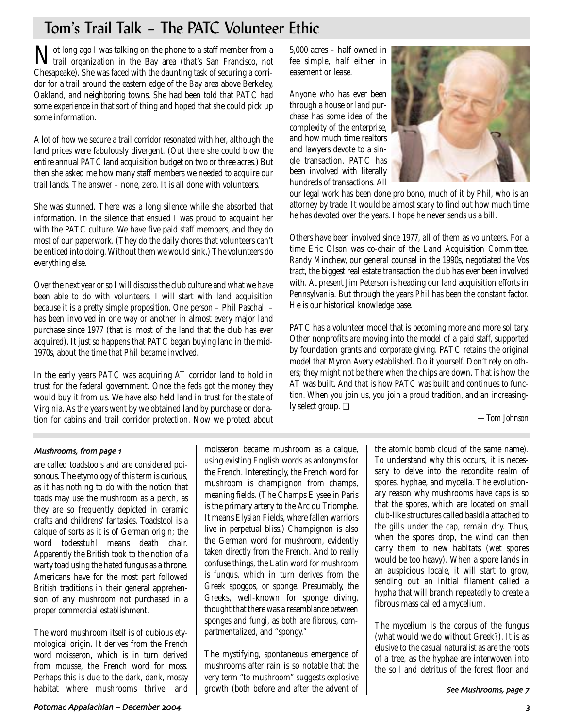# Tom's Trail Talk – The PATC Volunteer Ethic

Not long ago I was talking on the phone to a staff member from a trail organization in the Bay area (that's San Francisco, not Chesapeake). She was faced with the daunting task of securing a corridor for a trail around the eastern edge of the Bay area above Berkeley, Oakland, and neighboring towns. She had been told that PATC had some experience in that sort of thing and hoped that she could pick up some information.

A lot of how we secure a trail corridor resonated with her, although the land prices were fabulously divergent. (Out there she could blow the entire annual PATC land acquisition budget on two or three acres.) But then she asked me how many staff members we needed to acquire our trail lands. The answer – none, zero. It is all done with volunteers.

She was stunned. There was a long silence while she absorbed that information. In the silence that ensued I was proud to acquaint her with the PATC culture. We have five paid staff members, and they do most of our paperwork. (They do the daily chores that volunteers can't be enticed into doing. Without them we would sink.) The volunteers do everything else.

Over the next year or so I will discuss the club culture and what we have been able to do with volunteers. I will start with land acquisition because it is a pretty simple proposition. One person – Phil Paschall – has been involved in one way or another in almost every major land purchase since 1977 (that is, most of the land that the club has ever acquired). It just so happens that PATC began buying land in the mid-1970s, about the time that Phil became involved.

In the early years PATC was acquiring AT corridor land to hold in trust for the federal government. Once the feds got the money they would buy it from us. We have also held land in trust for the state of Virginia. As the years went by we obtained land by purchase or donation for cabins and trail corridor protection. Now we protect about 5,000 acres – half owned in fee simple, half either in easement or lease.

Anyone who has ever been through a house or land purchase has some idea of the complexity of the enterprise, and how much time realtors and lawyers devote to a single transaction. PATC has been involved with literally hundreds of transactions. All our legal work has been done pro bono, much of it by Phil, who is an attorney by trade. It would be almost scary to find out how much time he has devoted over the years. I hope he never sends us a bill.

Others have been involved since 1977, all of them as volunteers. For a time Eric Olson was co-chair of the Land Acquisition Committee. Randy Minchew, our general counsel in the 1990s, negotiated the Vos tract, the biggest real estate transaction the club has ever been involved with. At present Jim Peterson is heading our land acquisition efforts in Pennsylvania. But through the years Phil has been the constant factor. He is our historical knowledge base.

PATC has a volunteer model that is becoming more and more solitary. Other nonprofits are moving into the model of a paid staff, supported by foundation grants and corporate giving. PATC retains the original model that Myron Avery established. Do it yourself. Don't rely on others; they might not be there when the chips are down. That is how the AT was built. And that is how PATC was built and continues to function. When you join us, you join a proud tradition, and an increasingly select group. ❏

*—Tom Johnson*

---

*Mushrooms, from page 1*

are called toadstools and are considered poisonous. The etymology of this term is curious, as it has nothing to do with the notion that toads may use the mushroom as a perch, as they are so frequently depicted in ceramic crafts and childrens' fantasies. Toadstool is a calque of sorts as it is of German origin; the word todesstuhl means death chair. Apparently the British took to the notion of a warty toad using the hated fungus as a throne. Americans have for the most part followed British traditions in their general apprehension of any mushroom not purchased in a proper commercial establishment.

The word mushroom itself is of dubious etymological origin. It derives from the French word moisseron, which is in turn derived from mousse, the French word for moss. Perhaps this is due to the dark, dank, mossy habitat where mushrooms thrive, and moisseron became mushroom as a calque, using existing English words as antonyms for the French. Interestingly, the French word for mushroom is champignon from champs, meaning fields. (The Champs Elysee in Paris is the primary artery to the Arc du Triomphe. It means Elysian Fields, where fallen warriors live in perpetual bliss.) Champignon is also the German word for mushroom, evidently taken directly from the French. And to really confuse things, the Latin word for mushroom is fungus, which in turn derives from the Greek spoggos, or sponge. Presumably, the Greeks, well-known for sponge diving, thought that there was a resemblance between sponges and fungi, as both are fibrous, compartmentalized, and "spongy."

The mystifying, spontaneous emergence of mushrooms after rain is so notable that the very term "to mushroom" suggests explosive growth (both before and after the advent of the atomic bomb cloud of the same name). To understand why this occurs, it is necessary to delve into the recondite realm of spores, hyphae, and mycelia. The evolutionary reason why mushrooms have caps is so that the spores, which are located on small club-like structures called basidia attached to the gills under the cap, remain dry. Thus, when the spores drop, the wind can then carry them to new habitats (wet spores would be too heavy). When a spore lands in an auspicious locale, it will start to grow, sending out an initial filament called a hypha that will branch repeatedly to create a fibrous mass called a mycelium.

The mycelium is the corpus of the fungus (what would we do without Greek?). It is as elusive to the casual naturalist as are the roots of a tree, as the hyphae are interwoven into the soil and detritus of the forest floor and

*See Mushrooms, page 7*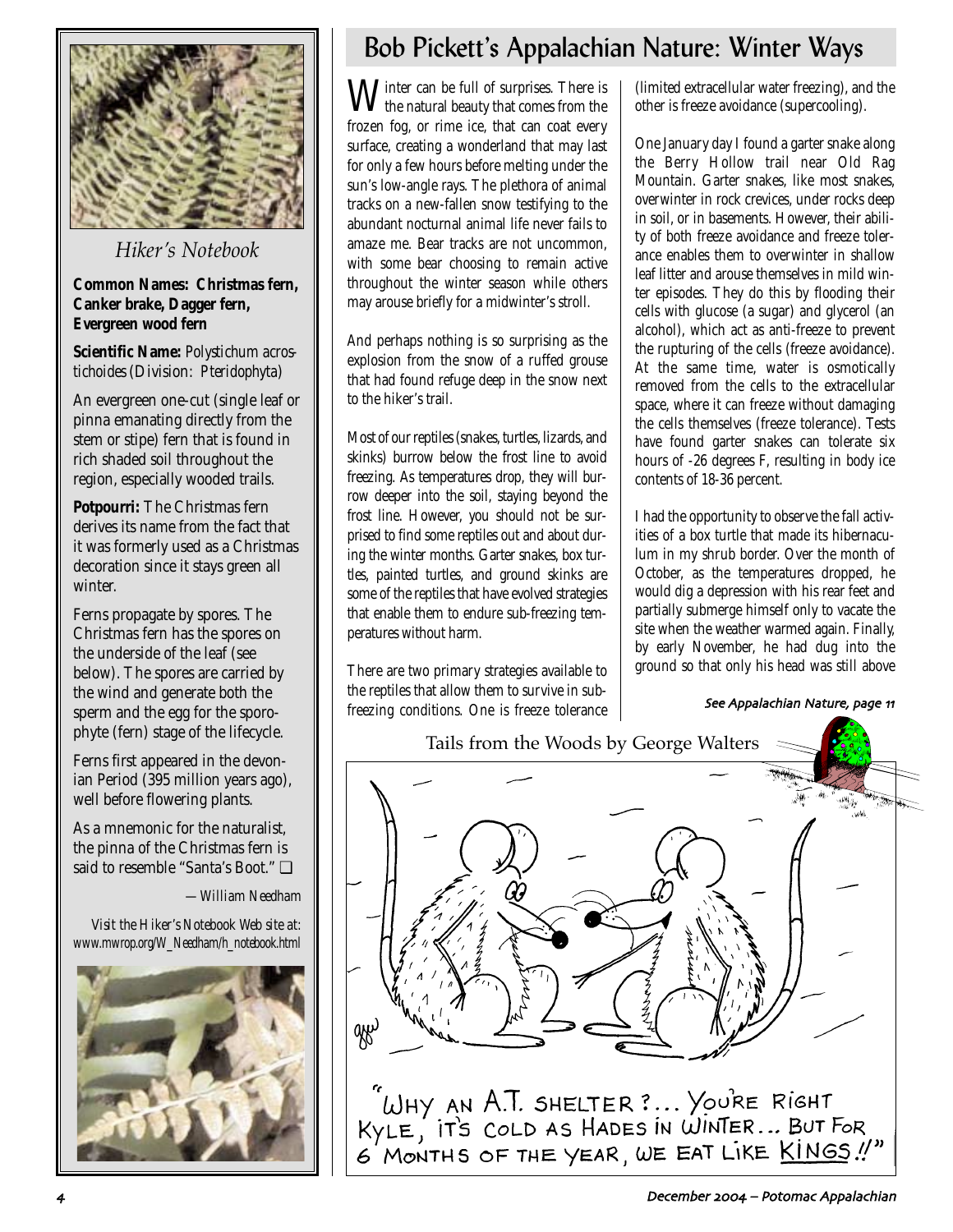## Hiker's Notebook

**Common Names: Christmas fern, Canker brake, Dagger fern, Evergreen wood fern**

**Scientific Name:** *Polystichum acrostichoides (Division: Pteridophyta)*

An evergreen one-cut (single leaf or pinna emanating directly from the stem or stipe) fern that is found in rich shaded soil throughout the region, especially wooded trails.

**Potpourri:** The Christmas fern derives its name from the fact that it was formerly used as a Christmas decoration since it stays green all winter.

Ferns propagate by spores. The Christmas fern has the spores on the underside of the leaf (see below). The spores are carried by the wind and generate both the sperm and the egg for the sporophyte (fern) stage of the lifecycle.

Ferns first appeared in the devonian Period (395 million years ago), well before flowering plants.

As a mnemonic for the naturalist, the pinna of the Christmas fern is said to resemble "Santa's Boot." ❑

*—William Needham*

*Visit the Hiker's Notebook Web site at: www.mwrop.org/W_Needham/h_notebook.html*

# Bob Pickett's Appalachian Nature: Winter Ways

Winter can be full of surprises. There is the natural beauty that comes from the frozen fog, or rime ice, that can coat every surface, creating a wonderland that may last for only a few hours before melting under the sun's low-angle rays. The plethora of animal tracks on a new-fallen snow testifying to the abundant nocturnal animal life never fails to amaze me. Bear tracks are not uncommon, with some bear choosing to remain active throughout the winter season while others may arouse briefly for a midwinter's stroll.

And perhaps nothing is so surprising as the explosion from the snow of a ruffed grouse that had found refuge deep in the snow next to the hiker's trail.

Most of our reptiles (snakes, turtles, lizards, and skinks) burrow below the frost line to avoid freezing. As temperatures drop, they will burrow deeper into the soil, staying beyond the frost line. However, you should not be surprised to find some reptiles out and about during the winter months. Garter snakes, box turtles, painted turtles, and ground skinks are some of the reptiles that have evolved strategies that enable them to endure sub-freezing temperatures without harm.

There are two primary strategies available to the reptiles that allow them to survive in subfreezing conditions. One is freeze tolerance (limited extracellular water freezing), and the other is freeze avoidance (supercooling).

One January day I found a garter snake along the Berry Hollow trail near Old Rag Mountain. Garter snakes, like most snakes, overwinter in rock crevices, under rocks deep in soil, or in basements. However, their ability of both freeze avoidance and freeze tolerance enables them to overwinter in shallow leaf litter and arouse themselves in mild winter episodes. They do this by flooding their cells with glucose (a sugar) and glycerol (an alcohol), which act as anti-freeze to prevent the rupturing of the cells (freeze avoidance). At the same time, water is osmotically removed from the cells to the extracellular space, where it can freeze without damaging the cells themselves (freeze tolerance). Tests have found garter snakes can tolerate six hours of -26 degrees F, resulting in body ice contents of 18-36 percent.

I had the opportunity to observe the fall activities of a box turtle that made its hibernaculum in my shrub border. Over the month of October, as the temperatures dropped, he would dig a depression with his rear feet and partially submerge himself only to vacate the site when the weather warmed again. Finally, by early November, he had dug into the ground so that only his head was still above

*See Appalachian Nature, page 11*

Tails from the Woods by George Walters

"Why an A.T. shelter?... You're right Kyle, it's cold as Hades in winter... But for 6 months of the year, we eat like kings!!"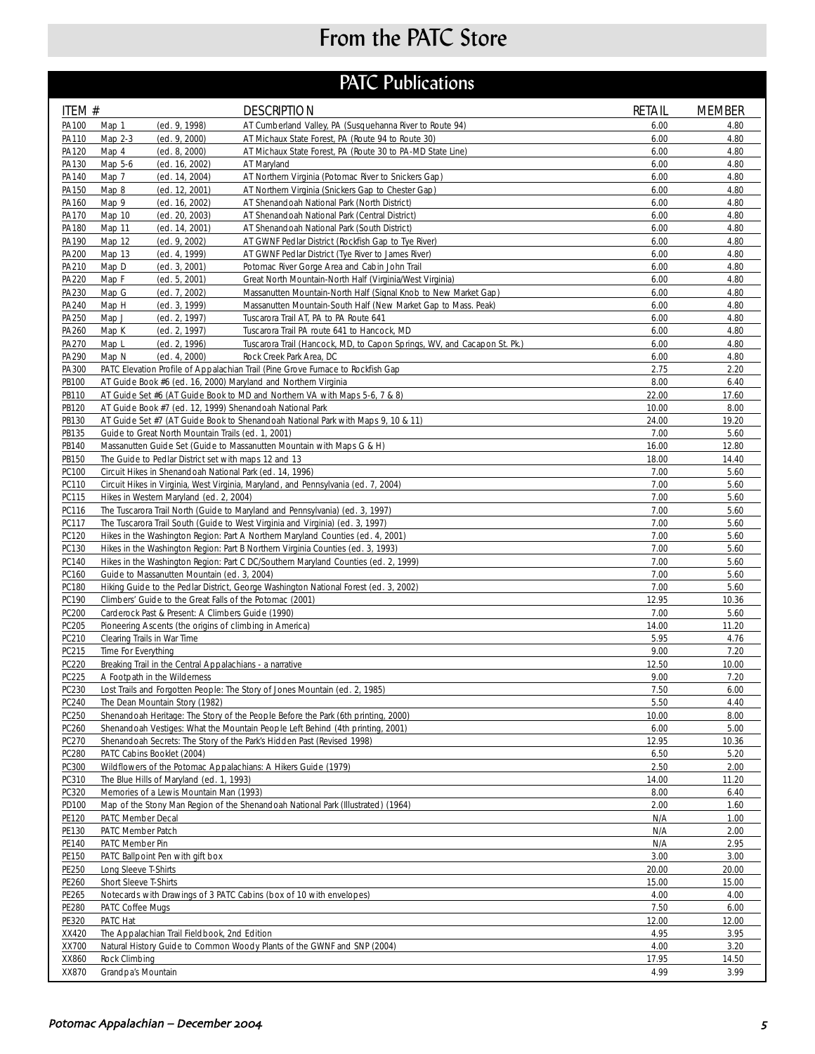# From the PATC Store

## PATC Publications

| ITEM # | | | DESCRIPTION | RETAIL | MEMBER |
|---|---|---|---|---|---|
| PA100 | Map 1 | (ed. 9, 1998) | AT Cumberland Valley, PA (Susquehanna River to Route 94) | 6.00 | 4.80 |
| PA110 | Map 2-3 | (ed. 9, 2000) | AT Michaux State Forest, PA (Route 94 to Route 30) | 6.00 | 4.80 |
| PA120 | Map 4 | (ed. 8, 2000) | AT Michaux State Forest, PA (Route 30 to PA-MD State Line) | 6.00 | 4.80 |
| PA130 | Map 5-6 | (ed. 16, 2002) | AT Maryland | 6.00 | 4.80 |
| PA140 | Map 7 | (ed. 14, 2004) | AT Northern Virginia (Potomac River to Snickers Gap) | 6.00 | 4.80 |
| PA150 | Map 8 | (ed. 12, 2001) | AT Northern Virginia (Snickers Gap to Chester Gap) | 6.00 | 4.80 |
| PA160 | Map 9 | (ed. 16, 2002) | AT Shenandoah National Park (North District) | 6.00 | 4.80 |
| PA170 | Map 10 | (ed. 20, 2003) | AT Shenandoah National Park (Central District) | 6.00 | 4.80 |
| PA180 | Map 11 | (ed. 14, 2001) | AT Shenandoah National Park (South District) | 6.00 | 4.80 |
| PA190 | Map 12 | (ed. 9, 2002) | AT GWNF Pedlar District (Rockfish Gap to Tye River) | 6.00 | 4.80 |
| PA200 | Map 13 | (ed. 4, 1999) | AT GWNF Pedlar District (Tye River to James River) | 6.00 | 4.80 |
| PA210 | Map D | (ed. 3, 2001) | Potomac River Gorge Area and Cabin John Trail | 6.00 | 4.80 |
| PA220 | Map F | (ed. 5, 2001) | Great North Mountain-North Half (Virginia/West Virginia) | 6.00 | 4.80 |
| PA230 | Map G | (ed. 7, 2002) | Massanutten Mountain-North Half (Signal Knob to New Market Gap) | 6.00 | 4.80 |
| PA240 | Map H | (ed. 3, 1999) | Massanutten Mountain-South Half (New Market Gap to Mass. Peak) | 6.00 | 4.80 |
| PA250 | Map J | (ed. 2, 1997) | Tuscarora Trail AT, PA to PA Route 641 | 6.00 | 4.80 |
| PA260 | Map K | (ed. 2, 1997) | Tuscarora Trail PA route 641 to Hancock, MD | 6.00 | 4.80 |
| PA270 | Map L | (ed. 2, 1996) | Tuscarora Trail (Hancock, MD, to Capon Springs, WV, and Cacapon St. Pk.) | 6.00 | 4.80 |
| PA290 | Map N | (ed. 4, 2000) | Rock Creek Park Area, DC | 6.00 | 4.80 |
| PA300 | PATC Elevation Profile of Appalachian Trail (Pine Grove Furnace to Rockfish Gap | | | 2.75 | 2.20 |
| PB100 | AT Guide Book #6 (ed. 16, 2000) Maryland and Northern Virginia | | | 8.00 | 6.40 |
| PB110 | AT Guide Set #6 (AT Guide Book to MD and Northern VA with Maps 5-6, 7 & 8) | | | 22.00 | 17.60 |
| PB120 | AT Guide Book #7 (ed. 12, 1999) Shenandoah National Park | | | 10.00 | 8.00 |
| PB130 | AT Guide Set #7 (AT Guide Book to Shenandoah National Park with Maps 9, 10 & 11) | | | 24.00 | 19.20 |
| PB135 | Guide to Great North Mountain Trails (ed. 1, 2001) | | | 7.00 | 5.60 |
| PB140 | Massanutten Guide Set (Guide to Massanutten Mountain with Maps G & H) | | | 16.00 | 12.80 |
| PB150 | The Guide to Pedlar District set with maps 12 and 13 | | | 18.00 | 14.40 |
| PC100 | Circuit Hikes in Shenandoah National Park (ed. 14, 1996) | | | 7.00 | 5.60 |
| PC110 | Circuit Hikes in Virginia, West Virginia, Maryland, and Pennsylvania (ed. 7, 2004) | | | 7.00 | 5.60 |
| PC115 | Hikes in Western Maryland (ed. 2, 2004) | | | 7.00 | 5.60 |
| PC116 | The Tuscarora Trail North (Guide to Maryland and Pennsylvania) (ed. 3, 1997) | | | 7.00 | 5.60 |
| PC117 | The Tuscarora Trail South (Guide to West Virginia and Virginia) (ed. 3, 1997) | | | 7.00 | 5.60 |
| PC120 | Hikes in the Washington Region: Part A Northern Maryland Counties (ed. 4, 2001) | | | 7.00 | 5.60 |
| PC130 | Hikes in the Washington Region: Part B Northern Virginia Counties (ed. 3, 1993) | | | 7.00 | 5.60 |
| PC140 | Hikes in the Washington Region: Part C DC/Southern Maryland Counties (ed. 2, 1999) | | | 7.00 | 5.60 |
| PC160 | Guide to Massanutten Mountain (ed. 3, 2004) | | | 7.00 | 5.60 |
| PC180 | Hiking Guide to the Pedlar District, George Washington National Forest (ed. 3, 2002) | | | 7.00 | 5.60 |
| PC190 | Climbers' Guide to the Great Falls of the Potomac (2001) | | | 12.95 | 10.36 |
| PC200 | Carderock Past & Present: A Climbers Guide (1990) | | | 7.00 | 5.60 |
| PC205 | Pioneering Ascents (the origins of climbing in America) | | | 14.00 | 11.20 |
| PC210 | Clearing Trails in War Time | | | 5.95 | 4.76 |
| PC215 | Time For Everything | | | 9.00 | 7.20 |
| PC220 | Breaking Trail in the Central Appalachians - a narrative | | | 12.50 | 10.00 |
| PC225 | A Footpath in the Wilderness | | | 9.00 | 7.20 |
| PC230 | Lost Trails and Forgotten People: The Story of Jones Mountain (ed. 2, 1985) | | | 7.50 | 6.00 |
| PC240 | The Dean Mountain Story (1982) | | | 5.50 | 4.40 |
| PC250 | Shenandoah Heritage: The Story of the People Before the Park (6th printing, 2000) | | | 10.00 | 8.00 |
| PC260 | Shenandoah Vestiges: What the Mountain People Left Behind (4th printing, 2001) | | | 6.00 | 5.00 |
| PC270 | Shenandoah Secrets: The Story of the Park's Hidden Past (Revised 1998) | | | 12.95 | 10.36 |
| PC280 | PATC Cabins Booklet (2004) | | | 6.50 | 5.20 |
| PC300 | Wildflowers of the Potomac Appalachians: A Hikers Guide (1979) | | | 2.50 | 2.00 |
| PC310 | The Blue Hills of Maryland (ed. 1, 1993) | | | 14.00 | 11.20 |
| PC320 | Memories of a Lewis Mountain Man (1993) | | | 8.00 | 6.40 |
| PD100 | Map of the Stony Man Region of the Shenandoah National Park (Illustrated) (1964) | | | 2.00 | 1.60 |
| PE120 | PATC Member Decal | | | N/A | 1.00 |
| PE130 | PATC Member Patch | | | N/A | 2.00 |
| PE140 | PATC Member Pin | | | N/A | 2.95 |
| PE150 | PATC Ballpoint Pen with gift box | | | 3.00 | 3.00 |
| PE250 | Long Sleeve T-Shirts | | | 20.00 | 20.00 |
| PE260 | Short Sleeve T-Shirts | | | 15.00 | 15.00 |
| PE265 | Notecards with Drawings of 3 PATC Cabins (box of 10 with envelopes) | | | 4.00 | 4.00 |
| PE280 | PATC Coffee Mugs | | | 7.50 | 6.00 |
| PE320 | PATC Hat | | | 12.00 | 12.00 |
| XX420 | The Appalachian Trail Fieldbook, 2nd Edition | | | 4.95 | 3.95 |
| XX700 | Natural History Guide to Common Woody Plants of the GWNF and SNP (2004) | | | 4.00 | 3.20 |
| XX860 | Rock Climbing | | | 17.95 | 14.50 |
| XX870 | Grandpa's Mountain | | | 4.99 | 3.99 |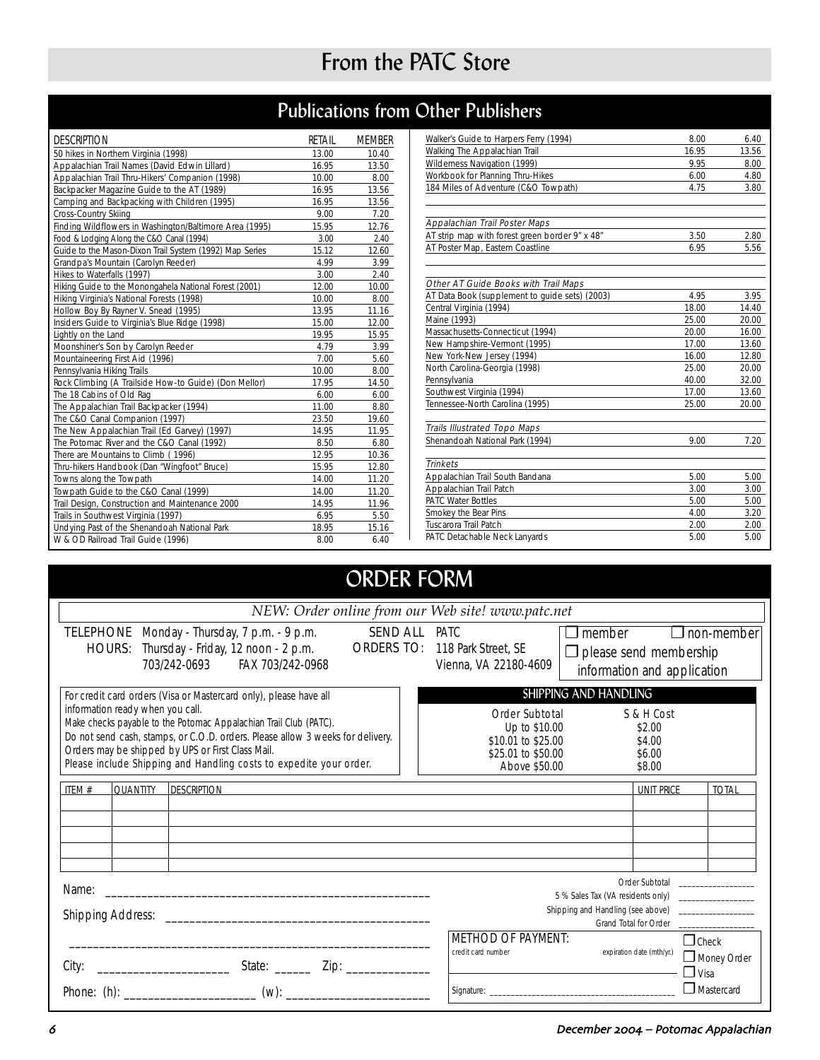# From the PATC Store

## Publications from Other Publishers

| DESCRIPTION | RETAIL | MEMBER |
|---|---|---|
| 50 hikes in Northern Virginia (1998) | 13.00 | 10.40 |
| Appalachian Trail Names (David Edwin Lillard) | 16.95 | 13.50 |
| Appalachian Trail Thru-Hikers' Companion (1998) | 10.00 | 8.00 |
| Backpacker Magazine Guide to the AT (1989) | 16.95 | 13.56 |
| Camping and Backpacking with Children (1995) | 16.95 | 13.56 |
| Cross-Country Skiing | 9.00 | 7.20 |
| Finding Wildflowers in Washington/Baltimore Area (1995) | 15.95 | 12.76 |
| Food & Lodging Along the C&O Canal (1994) | 3.00 | 2.40 |
| Guide to the Mason-Dixon Trail System (1992) Map Series | 15.12 | 12.60 |
| Grandpa's Mountain (Carolyn Reeder) | 4.99 | 3.99 |
| Hikes to Waterfalls (1997) | 3.00 | 2.40 |
| Hiking Guide to the Monongahela National Forest (2001) | 12.00 | 10.00 |
| Hiking Virginia's National Forests (1998) | 10.00 | 8.00 |
| Hollow Boy By Rayner V. Snead (1995) | 13.95 | 11.16 |
| Insiders Guide to Virginia's Blue Ridge (1998) | 15.00 | 12.00 |
| Lightly on the Land | 19.95 | 15.95 |
| Moonshiner's Son by Carolyn Reeder | 4.79 | 3.99 |
| Mountaineering First Aid (1996) | 7.00 | 5.60 |
| Pennsylvania Hiking Trails | 10.00 | 8.00 |
| Rock Climbing (A Trailside How-to Guide) (Don Mellor) | 17.95 | 14.50 |
| The 18 Cabins of Old Rag | 6.00 | 6.00 |
| The Appalachian Trail Backpacker (1994) | 11.00 | 8.80 |
| The C&O Canal Companion (1997) | 23.50 | 19.60 |
| The New Appalachian Trail (Ed Garvey) (1997) | 14.95 | 11.95 |
| The Potomac River and the C&O Canal (1992) | 8.50 | 6.80 |
| There are Mountains to Climb (1996) | 12.95 | 10.36 |
| Thru-hikers Handbook (Dan "Wingfoot" Bruce) | 15.95 | 12.80 |
| Towns along the Towpath | 14.00 | 11.20 |
| Towpath Guide to the C&O Canal (1999) | 14.00 | 11.20 |
| Trail Design, Construction and Maintenance 2000 | 14.95 | 11.96 |
| Trails in Southwest Virginia (1997) | 6.95 | 5.50 |
| Undying Past of the Shenandoah National Park | 18.95 | 15.16 |
| W & OD Railroad Trail Guide (1996) | 8.00 | 6.40 |
| Walker's Guide to Harpers Ferry (1994) | 8.00 | 6.40 |
| Walking The Appalachian Trail | 16.95 | 13.56 |
| Wilderness Navigation (1999) | 9.95 | 8.00 |
| Workbook for Planning Thru-Hikes | 6.00 | 4.80 |
| 184 Miles of Adventure (C&O Towpath) | 4.75 | 3.80 |
| *Appalachian Trail Poster Maps* | | |
| AT strip map with forest green border 9" x 48" | 3.50 | 2.80 |
| AT Poster Map, Eastern Coastline | 6.95 | 5.56 |
| *Other AT Guide Books with Trail Maps* | | |
| AT Data Book (supplement to guide sets) (2003) | 4.95 | 3.95 |
| Central Virginia (1994) | 18.00 | 14.40 |
| Maine (1993) | 25.00 | 20.00 |
| Massachusetts-Connecticut (1994) | 20.00 | 16.00 |
| New Hampshire-Vermont (1995) | 17.00 | 13.60 |
| New York-New Jersey (1994) | 16.00 | 12.80 |
| North Carolina-Georgia (1998) | 25.00 | 20.00 |
| Pennsylvania | 40.00 | 32.00 |
| Southwest Virginia (1994) | 17.00 | 13.60 |
| Tennessee-North Carolina (1995) | 25.00 | 20.00 |
| *Trails Illustrated Topo Maps* | | |
| Shenandoah National Park (1994) | 9.00 | 7.20 |
| *Trinkets* | | |
| Appalachian Trail South Bandana | 5.00 | 5.00 |
| Appalachian Trail Patch | 3.00 | 3.00 |
| PATC Water Bottles | 5.00 | 5.00 |
| Smokey the Bear Pins | 4.00 | 3.20 |
| Tuscarora Trail Patch | 2.00 | 2.00 |
| PATC Detachable Neck Lanyards | 5.00 | 5.00 |

## ORDER FORM

*NEW: Order online from our Web site! www.patc.net*

TELEPHONE HOURS: Monday - Thursday, 7 p.m. - 9 p.m.
Thursday - Friday, 12 noon - 2 p.m.
703/242-0693 FAX 703/242-0968

SEND ALL ORDERS TO: PATC
118 Park Street, SE
Vienna, VA 22180-4609

☐ member ☐ non-member
☐ please send membership information and application

For credit card orders (Visa or Mastercard only), please have all information ready when you call.
Make checks payable to the Potomac Appalachian Trail Club (PATC).
Do not send cash, stamps, or C.O.D. orders. Please allow 3 weeks for delivery.
Orders may be shipped by UPS or First Class Mail.
Please include Shipping and Handling costs to expedite your order.

### SHIPPING AND HANDLING

| Order Subtotal | S & H Cost |
|---|---|
| Up to $10.00 | $2.00 |
| $10.01 to $25.00 | $4.00 |
| $25.01 to $50.00 | $6.00 |
| Above $50.00 | $8.00 |

| ITEM # | QUANTITY | DESCRIPTION | UNIT PRICE | TOTAL |
|---|---|---|---|---|
| | | | | |
| | | | | |
| | | | | |
| | | | | |
| | | | | |

Name: ______________________________________________

Shipping Address: ______________________________________

______________________________________________

City: ____________________ State: ______ Zip: ____________

Phone: (h): ____________________ (w): ____________________

Order Subtotal ________________
5 % Sales Tax (VA residents only) ________________
Shipping and Handling (see above) ________________
Grand Total for Order ________________

METHOD OF PAYMENT:
credit card number expiration date (mth/yr.)

☐ Check
☐ Money Order
☐ Visa
☐ Mastercard

Signature: ________________________________________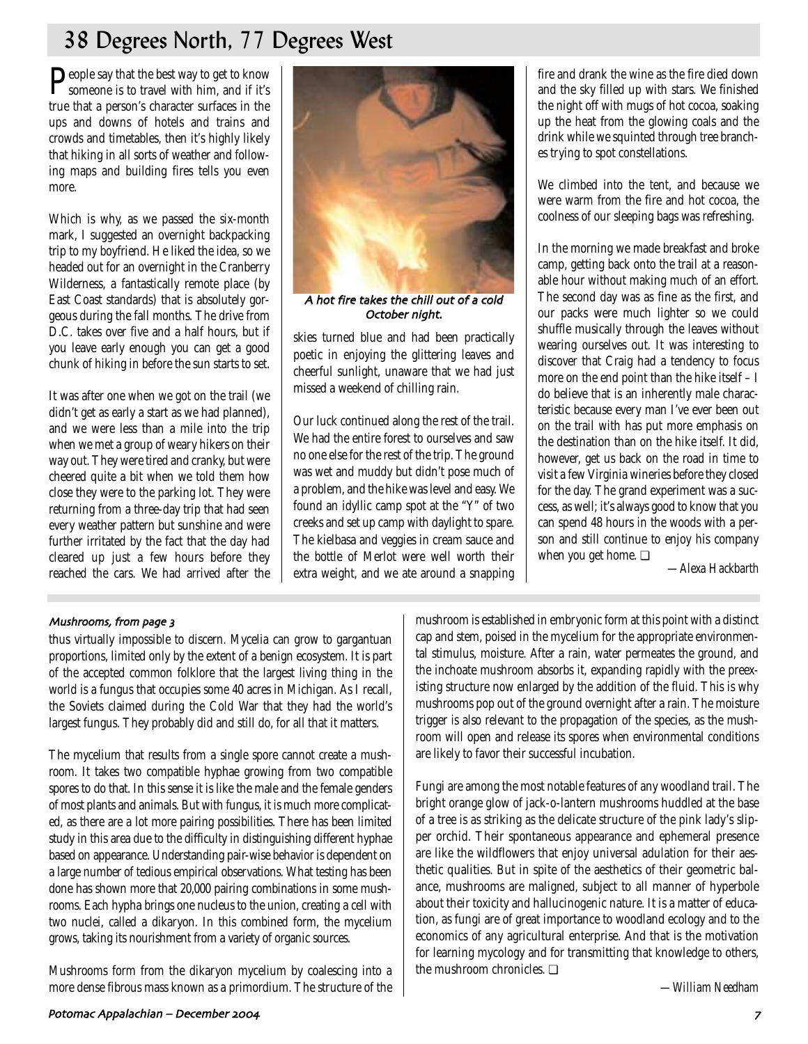# 38 Degrees North, 77 Degrees West

People say that the best way to get to know someone is to travel with him, and if it's true that a person's character surfaces in the ups and downs of hotels and trains and crowds and timetables, then it's highly likely that hiking in all sorts of weather and following maps and building fires tells you even more.

Which is why, as we passed the six-month mark, I suggested an overnight backpacking trip to my boyfriend. He liked the idea, so we headed out for an overnight in the Cranberry Wilderness, a fantastically remote place (by East Coast standards) that is absolutely gorgeous during the fall months. The drive from D.C. takes over five and a half hours, but if you leave early enough you can get a good chunk of hiking in before the sun starts to set.

It was after one when we got on the trail (we didn't get as early a start as we had planned), and we were less than a mile into the trip when we met a group of weary hikers on their way out. They were tired and cranky, but were cheered quite a bit when we told them how close they were to the parking lot. They were returning from a three-day trip that had seen every weather pattern but sunshine and were further irritated by the fact that the day had cleared up just a few hours before they reached the cars. We had arrived after the skies turned blue and had been practically poetic in enjoying the glittering leaves and cheerful sunlight, unaware that we had just missed a weekend of chilling rain.

*A hot fire takes the chill out of a cold October night.*

Our luck continued along the rest of the trail. We had the entire forest to ourselves and saw no one else for the rest of the trip. The ground was wet and muddy but didn't pose much of a problem, and the hike was level and easy. We found an idyllic camp spot at the "Y" of two creeks and set up camp with daylight to spare. The kielbasa and veggies in cream sauce and the bottle of Merlot were well worth their extra weight, and we ate around a snapping fire and drank the wine as the fire died down and the sky filled up with stars. We finished the night off with mugs of hot cocoa, soaking up the heat from the glowing coals and the drink while we squinted through tree branches trying to spot constellations.

We climbed into the tent, and because we were warm from the fire and hot cocoa, the coolness of our sleeping bags was refreshing.

In the morning we made breakfast and broke camp, getting back onto the trail at a reasonable hour without making much of an effort. The second day was as fine as the first, and our packs were much lighter so we could shuffle musically through the leaves without wearing ourselves out. It was interesting to discover that Craig had a tendency to focus more on the end point than the hike itself – I do believe that is an inherently male characteristic because every man I've ever been out on the trail with has put more emphasis on the destination than on the hike itself. It did, however, get us back on the road in time to visit a few Virginia wineries before they closed for the day. The grand experiment was a success, as well; it's always good to know that you can spend 48 hours in the woods with a person and still continue to enjoy his company when you get home. ❑

*—Alexa Hackbarth*

---

*Mushrooms, from page 3*

thus virtually impossible to discern. Mycelia can grow to gargantuan proportions, limited only by the extent of a benign ecosystem. It is part of the accepted common folklore that the largest living thing in the world is a fungus that occupies some 40 acres in Michigan. As I recall, the Soviets claimed during the Cold War that they had the world's largest fungus. They probably did and still do, for all that it matters.

The mycelium that results from a single spore cannot create a mushroom. It takes two compatible hyphae growing from two compatible spores to do that. In this sense it is like the male and the female genders of most plants and animals. But with fungus, it is much more complicated, as there are a lot more pairing possibilities. There has been limited study in this area due to the difficulty in distinguishing different hyphae based on appearance. Understanding pair-wise behavior is dependent on a large number of tedious empirical observations. What testing has been done has shown more that 20,000 pairing combinations in some mushrooms. Each hypha brings one nucleus to the union, creating a cell with two nuclei, called a dikaryon. In this combined form, the mycelium grows, taking its nourishment from a variety of organic sources.

Mushrooms form from the dikaryon mycelium by coalescing into a more dense fibrous mass known as a primordium. The structure of the mushroom is established in embryonic form at this point with a distinct cap and stem, poised in the mycelium for the appropriate environmental stimulus, moisture. After a rain, water permeates the ground, and the inchoate mushroom absorbs it, expanding rapidly with the preexisting structure now enlarged by the addition of the fluid. This is why mushrooms pop out of the ground overnight after a rain. The moisture trigger is also relevant to the propagation of the species, as the mushroom will open and release its spores when environmental conditions are likely to favor their successful incubation.

Fungi are among the most notable features of any woodland trail. The bright orange glow of jack-o-lantern mushrooms huddled at the base of a tree is as striking as the delicate structure of the pink lady's slipper orchid. Their spontaneous appearance and ephemeral presence are like the wildflowers that enjoy universal adulation for their aesthetic qualities. But in spite of the aesthetics of their geometric balance, mushrooms are maligned, subject to all manner of hyperbole about their toxicity and hallucinogenic nature. It is a matter of education, as fungi are of great importance to woodland ecology and to the economics of any agricultural enterprise. And that is the motivation for learning mycology and for transmitting that knowledge to others, the mushroom chronicles. ❑

*—William Needham*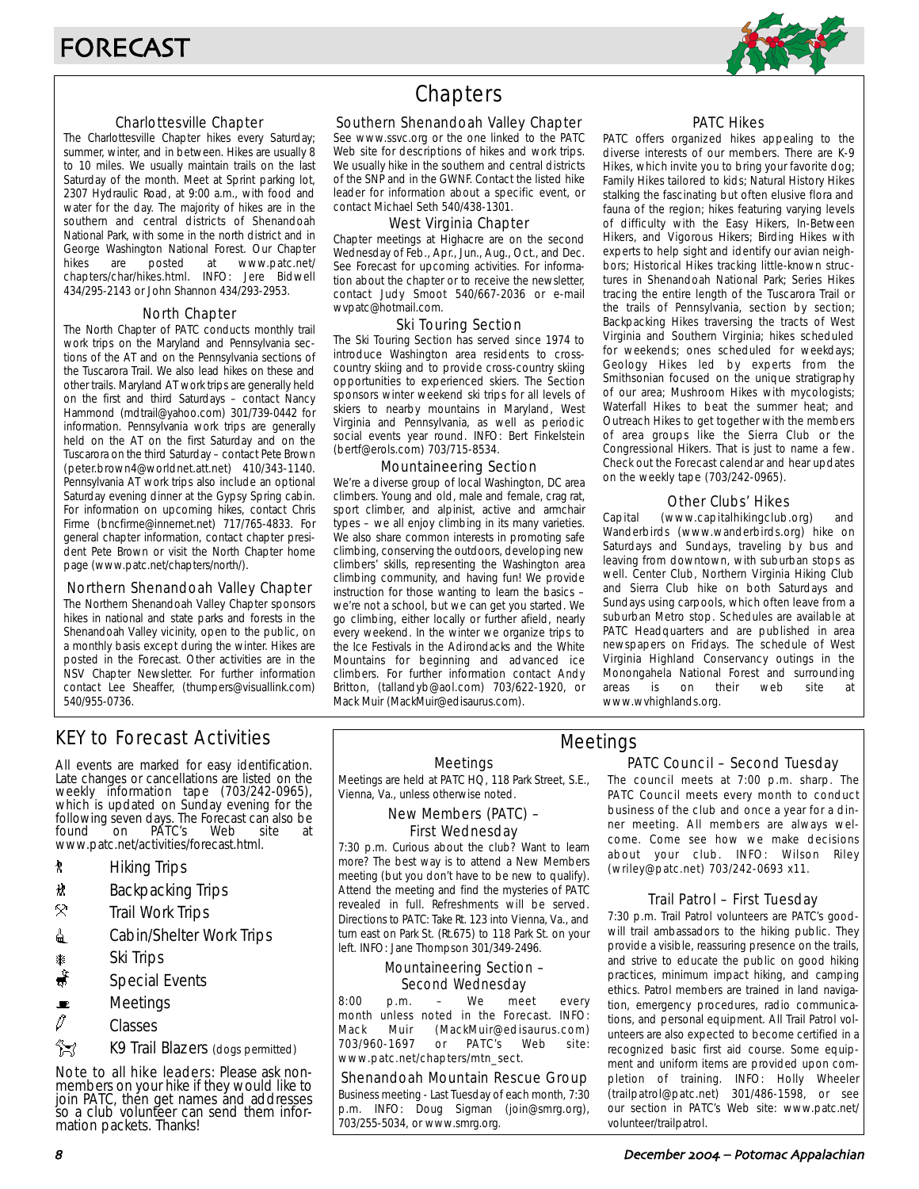# FORECAST

## Chapters

### Charlottesville Chapter

The Charlottesville Chapter hikes every Saturday; summer, winter, and in between. Hikes are usually 8 to 10 miles. We usually maintain trails on the last Saturday of the month. Meet at Sprint parking lot, 2307 Hydraulic Road, at 9:00 a.m., with food and water for the day. The majority of hikes are in the southern and central districts of Shenandoah National Park, with some in the north district and in George Washington National Forest. Our Chapter hikes are posted at www.patc.net/chapters/char/hikes.html. INFO: Jere Bidwell 434/295-2143 or John Shannon 434/293-2953.

### North Chapter

The North Chapter of PATC conducts monthly trail work trips on the Maryland and Pennsylvania sections of the AT and on the Pennsylvania sections of the Tuscarora Trail. We also lead hikes on these and other trails. Maryland AT work trips are generally held on the first and third Saturdays – contact Nancy Hammond (mdtrail@yahoo.com) 301/739-0442 for information. Pennsylvania work trips are generally held on the AT on the first Saturday and on the Tuscarora on the third Saturday – contact Pete Brown (peter.brown4@worldnet.att.net) 410/343-1140. Pennsylvania AT work trips also include an optional Saturday evening dinner at the Gypsy Spring cabin. For information on upcoming hikes, contact Chris Firme (bncfirme@innernet.net) 717/765-4833. For general chapter information, contact chapter president Pete Brown or visit the North Chapter home page (www.patc.net/chapters/north/).

### Northern Shenandoah Valley Chapter

The Northern Shenandoah Valley Chapter sponsors hikes in national and state parks and forests in the Shenandoah Valley vicinity, open to the public, on a monthly basis except during the winter. Hikes are posted in the Forecast. Other activities are in the NSV Chapter Newsletter. For further information contact Lee Sheaffer, (thumpers@visuallink.com) 540/955-0736.

### Southern Shenandoah Valley Chapter

See www.ssvc.org or the one linked to the PATC Web site for descriptions of hikes and work trips. We usually hike in the southern and central districts of the SNP and in the GWNF. Contact the listed hike leader for information about a specific event, or contact Michael Seth 540/438-1301.

### West Virginia Chapter

Chapter meetings at Highacre are on the second Wednesday of Feb., Apr., Jun., Aug., Oct., and Dec. See Forecast for upcoming activities. For information about the chapter or to receive the newsletter, contact Judy Smoot 540/667-2036 or e-mail wvpatc@hotmail.com.

### Ski Touring Section

The Ski Touring Section has served since 1974 to introduce Washington area residents to cross-country skiing and to provide cross-country skiing opportunities to experienced skiers. The Section sponsors winter weekend ski trips for all levels of skiers to nearby mountains in Maryland, West Virginia and Pennsylvania, as well as periodic social events year round. INFO: Bert Finkelstein (bertf@erols.com) 703/715-8534.

### Mountaineering Section

We're a diverse group of local Washington, DC area climbers. Young and old, male and female, crag rat, sport climber, and alpinist, active and armchair types – we all enjoy climbing in its many varieties. We also share common interests in promoting safe climbing, conserving the outdoors, developing new climbers' skills, representing the Washington area climbing community, and having fun! We provide instruction for those wanting to learn the basics – we're not a school, but we can get you started. We go climbing, either locally or further afield, nearly every weekend. In the winter we organize trips to the Ice Festivals in the Adirondacks and the White Mountains for beginning and advanced ice climbers. For further information contact Andy Britton, (tallandyb@aol.com) 703/622-1920, or Mack Muir (MackMuir@edisaurus.com).

### PATC Hikes

PATC offers organized hikes appealing to the diverse interests of our members. There are K-9 Hikes, which invite you to bring your favorite dog; Family Hikes tailored to kids; Natural History Hikes stalking the fascinating but often elusive flora and fauna of the region; hikes featuring varying levels of difficulty with the Easy Hikers, In-Between Hikers, and Vigorous Hikers; Birding Hikes with experts to help sight and identify our avian neighbors; Historical Hikes tracking little-known structures in Shenandoah National Park; Series Hikes tracing the entire length of the Tuscarora Trail or the trails of Pennsylvania, section by section; Backpacking Hikes traversing the tracts of West Virginia and Southern Virginia; hikes scheduled for weekends; ones scheduled for weekdays; Geology Hikes led by experts from the Smithsonian focused on the unique stratigraphy of our area; Mushroom Hikes with mycologists; Waterfall Hikes to beat the summer heat; and Outreach Hikes to get together with the members of area groups like the Sierra Club or the Congressional Hikers. That is just to name a few. Check out the Forecast calendar and hear updates on the weekly tape (703/242-0965).

### Other Clubs' Hikes

Capital (www.capitalhikingclub.org) and Wanderbirds (www.wanderbirds.org) hike on Saturdays and Sundays, traveling by bus and leaving from downtown, with suburban stops as well. Center Club, Northern Virginia Hiking Club and Sierra Club hike on both Saturdays and Sundays using carpools, which often leave from a suburban Metro stop. Schedules are available at PATC Headquarters and are published in area newspapers on Fridays. The schedule of West Virginia Highland Conservancy outings in the Monongahela National Forest and surrounding areas is on their web site at www.wvhighlands.org.

## KEY to Forecast Activities

All events are marked for easy identification. Late changes or cancellations are listed on the weekly information tape (703/242-0965), which is updated on Sunday evening for the following seven days. The Forecast can also be found on PATC's Web site at www.patc.net/activities/forecast.html.

- Hiking Trips
- Backpacking Trips
- Trail Work Trips
- Cabin/Shelter Work Trips
- Ski Trips
- Special Events
- Meetings
- Classes
- K9 Trail Blazers (dogs permitted)

Note to all hike leaders: Please ask non-members on your hike if they would like to join PATC, then get names and addresses so a club volunteer can send them information packets. Thanks!

## Meetings

### Meetings

Meetings are held at PATC HQ, 118 Park Street, S.E., Vienna, Va., unless otherwise noted.

### New Members (PATC) – First Wednesday

7:30 p.m. Curious about the club? Want to learn more? The best way is to attend a New Members meeting (but you don't have to be new to qualify). Attend the meeting and find the mysteries of PATC revealed in full. Refreshments will be served. Directions to PATC: Take Rt. 123 into Vienna, Va., and turn east on Park St. (Rt.675) to 118 Park St. on your left. INFO: Jane Thompson 301/349-2496.

### Mountaineering Section – Second Wednesday

8:00 p.m. – We meet every month unless noted in the Forecast. INFO: Mack Muir (MackMuir@edisaurus.com) 703/960-1697 or PATC's Web site: www.patc.net/chapters/mtn_sect.

### Shenandoah Mountain Rescue Group

Business meeting - Last Tuesday of each month, 7:30 p.m. INFO: Doug Sigman (join@smrg.org), 703/255-5034, or www.smrg.org.

### PATC Council – Second Tuesday

The council meets at 7:00 p.m. sharp. The PATC Council meets every month to conduct business of the club and once a year for a dinner meeting. All members are always welcome. Come see how we make decisions about your club. INFO: Wilson Riley (wriley@patc.net) 703/242-0693 x11.

### Trail Patrol – First Tuesday

7:30 p.m. Trail Patrol volunteers are PATC's goodwill trail ambassadors to the hiking public. They provide a visible, reassuring presence on the trails, and strive to educate the public on good hiking practices, minimum impact hiking, and camping ethics. Patrol members are trained in land navigation, emergency procedures, radio communications, and personal equipment. All Trail Patrol volunteers are also expected to become certified in a recognized basic first aid course. Some equipment and uniform items are provided upon completion of training. INFO: Holly Wheeler (trailpatrol@patc.net) 301/486-1598, or see our section in PATC's Web site: www.patc.net/volunteer/trailpatrol.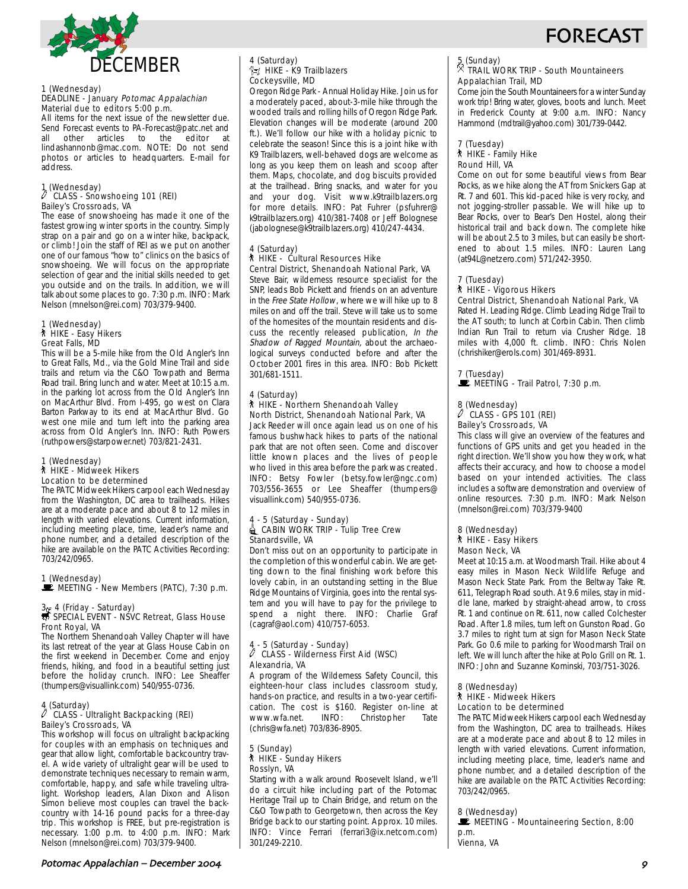# DECEMBER

# FORECAST

1 (Wednesday)
DEADLINE - January *Potomac Appalachian*
Material due to editors 5:00 p.m.
All items for the next issue of the newsletter due. Send Forecast events to PA-Forecast@patc.net and all other articles to the editor at lindashannonb@mac.com. NOTE: Do not send photos or articles to headquarters. E-mail for address.

1 (Wednesday)
CLASS - Snowshoeing 101 (REI)
Bailey's Crossroads, VA
The ease of snowshoeing has made it one of the fastest growing winter sports in the country. Simply strap on a pair and go on a winter hike, backpack, or climb! Join the staff of REI as we put on another one of our famous "how to" clinics on the basics of snowshoeing. We will focus on the appropriate selection of gear and the initial skills needed to get you outside and on the trails. In addition, we will talk about some places to go. 7:30 p.m. INFO: Mark Nelson (mnelson@rei.com) 703/379-9400.

1 (Wednesday)
HIKE - Easy Hikers
Great Falls, MD
This will be a 5-mile hike from the Old Angler's Inn to Great Falls, Md., via the Gold Mine Trail and side trails and return via the C&O Towpath and Berma Road trail. Bring lunch and water. Meet at 10:15 a.m. in the parking lot across from the Old Angler's Inn on MacArthur Blvd. From I-495, go west on Clara Barton Parkway to its end at MacArthur Blvd. Go west one mile and turn left into the parking area across from Old Angler's Inn. INFO: Ruth Powers (ruthpowers@starpower.net) 703/821-2431.

1 (Wednesday)
HIKE - Midweek Hikers
Location to be determined
The PATC Midweek Hikers carpool each Wednesday from the Washington, DC area to trailheads. Hikes are at a moderate pace and about 8 to 12 miles in length with varied elevations. Current information, including meeting place, time, leader's name and phone number, and a detailed description of the hike are available on the PATC Activities Recording: 703/242/0965.

1 (Wednesday)
MEETING - New Members (PATC), 7:30 p.m.

3 - 4 (Friday - Saturday)
SPECIAL EVENT - NSVC Retreat, Glass House
Front Royal, VA
The Northern Shenandoah Valley Chapter will have its last retreat of the year at Glass House Cabin on the first weekend in December. Come and enjoy friends, hiking, and food in a beautiful setting just before the holiday crunch. INFO: Lee Sheaffer (thumpers@visuallink.com) 540/955-0736.

4 (Saturday)
CLASS - Ultralight Backpacking (REI)
Bailey's Crossroads, VA
This workshop will focus on ultralight backpacking for couples with an emphasis on techniques and gear that allow light, comfortable backcountry travel. A wide variety of ultralight gear will be used to demonstrate techniques necessary to remain warm, comfortable, happy, and safe while traveling ultralight. Workshop leaders, Alan Dixon and Alison Simon believe most couples can travel the backcountry with 14-16 pound packs for a three-day trip. This workshop is FREE, but pre-registration is necessary. 1:00 p.m. to 4:00 p.m. INFO: Mark Nelson (mnelson@rei.com) 703/379-9400.

4 (Saturday)
HIKE - K9 Trailblazers
Cockeysville, MD
Oregon Ridge Park - Annual Holiday Hike. Join us for a moderately paced, about-3-mile hike through the wooded trails and rolling hills of Oregon Ridge Park. Elevation changes will be moderate (around 200 ft.). We'll follow our hike with a holiday picnic to celebrate the season! Since this is a joint hike with K9 Trailblazers, well-behaved dogs are welcome as long as you keep them on leash and scoop after them. Maps, chocolate, and dog biscuits provided at the trailhead. Bring snacks, and water for you and your dog. Visit www.k9trailblazers.org for more details. INFO: Pat Fuhrer (psfuhrer@k9trailblazers.org) 410/381-7408 or Jeff Bolognese (jabolognese@k9trailblazers.org) 410/247-4434.

4 (Saturday)
HIKE - Cultural Resources Hike
Central District, Shenandoah National Park, VA
Steve Bair, wilderness resource specialist for the SNP, leads Bob Pickett and friends on an adventure in the *Free State Hollow*, where we will hike up to 8 miles on and off the trail. Steve will take us to some of the homesites of the mountain residents and discuss the recently released publication, *In the Shadow of Ragged Mountain,* about the archaeological surveys conducted before and after the October 2001 fires in this area. INFO: Bob Pickett 301/681-1511.

4 (Saturday)
HIKE - Northern Shenandoah Valley
North District, Shenandoah National Park, VA
Jack Reeder will once again lead us on one of his famous bushwhack hikes to parts of the national park that are not often seen. Come and discover little known places and the lives of people who lived in this area before the park was created. INFO: Betsy Fowler (betsy.fowler@ngc.com) 703/556-3655 or Lee Sheaffer (thumpers@visuallink.com) 540/955-0736.

4 - 5 (Saturday - Sunday)
CABIN WORK TRIP - Tulip Tree Crew
Stanardsville, VA
Don't miss out on an opportunity to participate in the completion of this wonderful cabin. We are getting down to the final finishing work before this lovely cabin, in an outstanding setting in the Blue Ridge Mountains of Virginia, goes into the rental system and you will have to pay for the privilege to spend a night there. INFO: Charlie Graf (cagraf@aol.com) 410/757-6053.

4 - 5 (Saturday - Sunday)
CLASS - Wilderness First Aid (WSC)
Alexandria, VA
A program of the Wilderness Safety Council, this eighteen-hour class includes classroom study, hands-on practice, and results in a two-year certification. The cost is $160. Register on-line at www.wfa.net. INFO: Christopher Tate (chris@wfa.net) 703/836-8905.

5 (Sunday)
HIKE - Sunday Hikers
Rosslyn, VA
Starting with a walk around Roosevelt Island, we'll do a circuit hike including part of the Potomac Heritage Trail up to Chain Bridge, and return on the C&O Towpath to Georgetown, then across the Key Bridge back to our starting point. Approx. 10 miles. INFO: Vince Ferrari (ferrari3@ix.netcom.com) 301/249-2210.

5 (Sunday)
TRAIL WORK TRIP - South Mountaineers
Appalachian Trail, MD
Come join the South Mountaineers for a winter Sunday work trip! Bring water, gloves, boots and lunch. Meet in Frederick County at 9:00 a.m. INFO: Nancy Hammond (mdtrail@yahoo.com) 301/739-0442.

7 (Tuesday)
HIKE - Family Hike
Round Hill, VA
Come on out for some beautiful views from Bear Rocks, as we hike along the AT from Snickers Gap at Rt. 7 and 601. This kid-paced hike is very rocky, and not jogging-stroller passable. We will hike up to Bear Rocks, over to Bear's Den Hostel, along their historical trail and back down. The complete hike will be about 2.5 to 3 miles, but can easily be shortened to about 1.5 miles. INFO: Lauren Lang (at94L@netzero.com) 571/242-3950.

7 (Tuesday)
HIKE - Vigorous Hikers
Central District, Shenandoah National Park, VA
Rated H. Leading Ridge. Climb Leading Ridge Trail to the AT south; to lunch at Corbin Cabin. Then climb Indian Run Trail to return via Crusher Ridge. 18 miles with 4,000 ft. climb. INFO: Chris Nolen (chrishiker@erols.com) 301/469-8931.

7 (Tuesday)
MEETING - Trail Patrol, 7:30 p.m.

8 (Wednesday)
CLASS - GPS 101 (REI)
Bailey's Crossroads, VA
This class will give an overview of the features and functions of GPS units and get you headed in the right direction. We'll show you how they work, what affects their accuracy, and how to choose a model based on your intended activities. The class includes a software demonstration and overview of online resources. 7:30 p.m. INFO: Mark Nelson (mnelson@rei.com) 703/379-9400

8 (Wednesday)
HIKE - Easy Hikers
Mason Neck, VA
Meet at 10:15 a.m. at Woodmarsh Trail. Hike about 4 easy miles in Mason Neck Wildlife Refuge and Mason Neck State Park. From the Beltway Take Rt. 611, Telegraph Road south. At 9.6 miles, stay in middle lane, marked by straight-ahead arrow, to cross Rt. 1 and continue on Rt. 611, now called Colchester Road. After 1.8 miles, turn left on Gunston Road. Go 3.7 miles to right turn at sign for Mason Neck State Park. Go 0.6 mile to parking for Woodmarsh Trail on left. We will lunch after the hike at Polo Grill on Rt. 1. INFO: John and Suzanne Kominski, 703/751-3026.

8 (Wednesday)
HIKE - Midweek Hikers
Location to be determined
The PATC Midweek Hikers carpool each Wednesday from the Washington, DC area to trailheads. Hikes are at a moderate pace and about 8 to 12 miles in length with varied elevations. Current information, including meeting place, time, leader's name and phone number, and a detailed description of the hike are available on the PATC Activities Recording: 703/242/0965.

8 (Wednesday)
MEETING - Mountaineering Section, 8:00 p.m.
Vienna, VA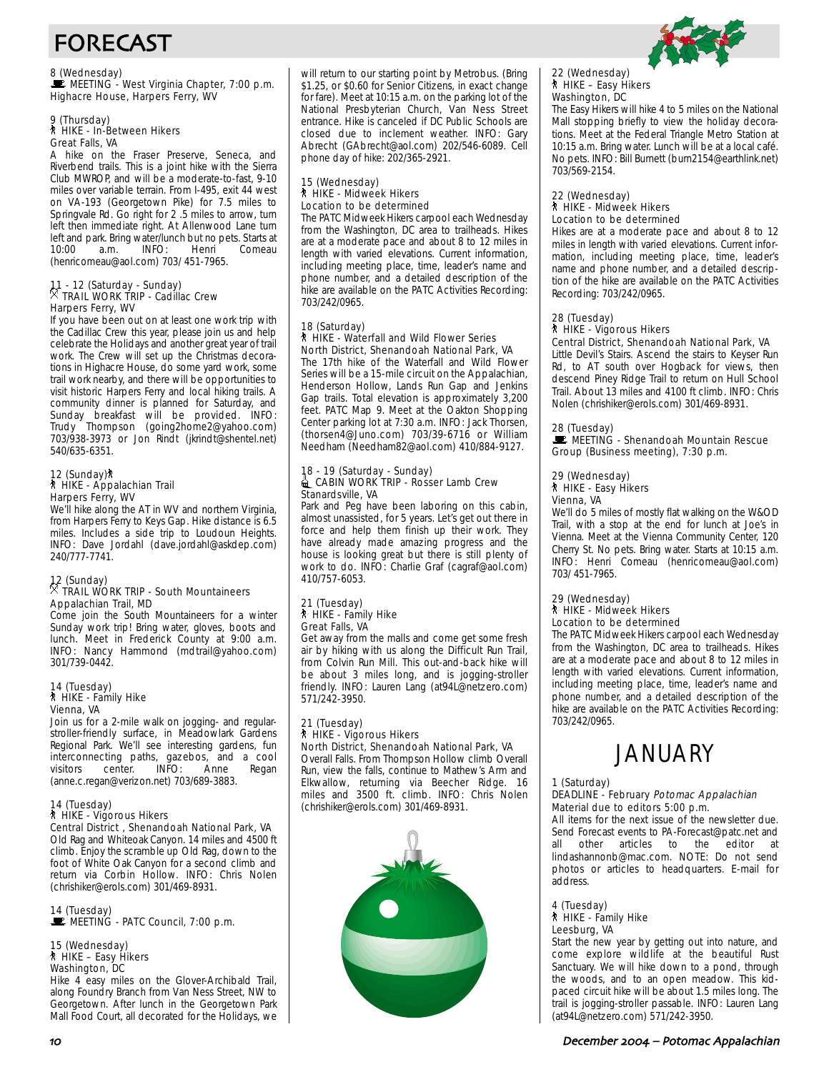# FORECAST

8 (Wednesday)
MEETING - West Virginia Chapter, 7:00 p.m.
Highacre House, Harpers Ferry, WV

9 (Thursday)
HIKE - In-Between Hikers
Great Falls, VA
A hike on the Fraser Preserve, Seneca, and Riverbend trails. This is a joint hike with the Sierra Club MWROP, and will be a moderate-to-fast, 9-10 miles over variable terrain. From I-495, exit 44 west on VA-193 (Georgetown Pike) for 7.5 miles to Springvale Rd. Go right for 2 .5 miles to arrow, turn left then immediate right. At Allenwood Lane turn left and park. Bring water/lunch but no pets. Starts at 10:00 a.m. INFO: Henri Comeau (henricomeau@aol.com) 703/ 451-7965.

11 - 12 (Saturday - Sunday)
TRAIL WORK TRIP - Cadillac Crew
Harpers Ferry, WV
If you have been out on at least one work trip with the Cadillac Crew this year, please join us and help celebrate the Holidays and another great year of trail work. The Crew will set up the Christmas decorations in Highacre House, do some yard work, some trail work nearby, and there will be opportunities to visit historic Harpers Ferry and local hiking trails. A community dinner is planned for Saturday, and Sunday breakfast will be provided. INFO: Trudy Thompson (going2home2@yahoo.com) 703/938-3973 or Jon Rindt (jkrindt@shentel.net) 540/635-6351.

12 (Sunday)
HIKE - Appalachian Trail
Harpers Ferry, WV
We'll hike along the AT in WV and northern Virginia, from Harpers Ferry to Keys Gap. Hike distance is 6.5 miles. Includes a side trip to Loudoun Heights. INFO: Dave Jordahl (dave.jordahl@askdep.com) 240/777-7741.

12 (Sunday)
TRAIL WORK TRIP - South Mountaineers
Appalachian Trail, MD
Come join the South Mountaineers for a winter Sunday work trip! Bring water, gloves, boots and lunch. Meet in Frederick County at 9:00 a.m. INFO: Nancy Hammond (mdtrail@yahoo.com) 301/739-0442.

14 (Tuesday)
HIKE - Family Hike
Vienna, VA
Join us for a 2-mile walk on jogging- and regular-stroller-friendly surface, in Meadowlark Gardens Regional Park. We'll see interesting gardens, fun interconnecting paths, gazebos, and a cool visitors center. INFO: Anne Regan (anne.c.regan@verizon.net) 703/689-3883.

14 (Tuesday)
HIKE - Vigorous Hikers
Central District , Shenandoah National Park, VA
Old Rag and Whiteoak Canyon. 14 miles and 4500 ft climb. Enjoy the scramble up Old Rag, down to the foot of White Oak Canyon for a second climb and return via Corbin Hollow. INFO: Chris Nolen (chrishiker@erols.com) 301/469-8931.

14 (Tuesday)
MEETING - PATC Council, 7:00 p.m.

15 (Wednesday)
HIKE – Easy Hikers
Washington, DC
Hike 4 easy miles on the Glover-Archibald Trail, along Foundry Branch from Van Ness Street, NW to Georgetown. After lunch in the Georgetown Park Mall Food Court, all decorated for the Holidays, we will return to our starting point by Metrobus. (Bring $1.25, or $0.60 for Senior Citizens, in exact change for fare). Meet at 10:15 a.m. on the parking lot of the National Presbyterian Church, Van Ness Street entrance. Hike is canceled if DC Public Schools are closed due to inclement weather. INFO: Gary Abrecht (GAbrecht@aol.com) 202/546-6089. Cell phone day of hike: 202/365-2921.

15 (Wednesday)
HIKE - Midweek Hikers
Location to be determined
The PATC Midweek Hikers carpool each Wednesday from the Washington, DC area to trailheads. Hikes are at a moderate pace and about 8 to 12 miles in length with varied elevations. Current information, including meeting place, time, leader's name and phone number, and a detailed description of the hike are available on the PATC Activities Recording: 703/242/0965.

18 (Saturday)
HIKE - Waterfall and Wild Flower Series
North District, Shenandoah National Park, VA
The 17th hike of the Waterfall and Wild Flower Series will be a 15-mile circuit on the Appalachian, Henderson Hollow, Lands Run Gap and Jenkins Gap trails. Total elevation is approximately 3,200 feet. PATC Map 9. Meet at the Oakton Shopping Center parking lot at 7:30 a.m. INFO: Jack Thorsen, (thorsen4@Juno.com) 703/39-6716 or William Needham (Needham82@aol.com) 410/884-9127.

18 - 19 (Saturday - Sunday)
CABIN WORK TRIP - Rosser Lamb Crew
Stanardsville, VA
Park and Peg have been laboring on this cabin, almost unassisted, for 5 years. Let's get out there in force and help them finish up their work. They have already made amazing progress and the house is looking great but there is still plenty of work to do. INFO: Charlie Graf (cagraf@aol.com) 410/757-6053.

21 (Tuesday)
HIKE - Family Hike
Great Falls, VA
Get away from the malls and come get some fresh air by hiking with us along the Difficult Run Trail, from Colvin Run Mill. This out-and-back hike will be about 3 miles long, and is jogging-stroller friendly. INFO: Lauren Lang (at94L@netzero.com) 571/242-3950.

21 (Tuesday)
HIKE - Vigorous Hikers
North District, Shenandoah National Park, VA
Overall Falls. From Thompson Hollow climb Overall Run, view the falls, continue to Mathew's Arm and Elkwallow, returning via Beecher Ridge. 16 miles and 3500 ft. climb. INFO: Chris Nolen (chrishiker@erols.com) 301/469-8931.

22 (Wednesday)
HIKE – Easy Hikers
Washington, DC
The Easy Hikers will hike 4 to 5 miles on the National Mall stopping briefly to view the holiday decorations. Meet at the Federal Triangle Metro Station at 10:15 a.m. Bring water. Lunch will be at a local café. No pets. INFO: Bill Burnett (burn2154@earthlink.net) 703/569-2154.

22 (Wednesday)
HIKE - Midweek Hikers
Location to be determined
Hikes are at a moderate pace and about 8 to 12 miles in length with varied elevations. Current information, including meeting place, time, leader's name and phone number, and a detailed description of the hike are available on the PATC Activities Recording: 703/242/0965.

28 (Tuesday)
HIKE - Vigorous Hikers
Central District, Shenandoah National Park, VA
Little Devil's Stairs. Ascend the stairs to Keyser Run Rd, to AT south over Hogback for views, then descend Piney Ridge Trail to return on Hull School Trail. About 13 miles and 4100 ft climb. INFO: Chris Nolen (chrishiker@erols.com) 301/469-8931.

28 (Tuesday)
MEETING - Shenandoah Mountain Rescue Group (Business meeting), 7:30 p.m.

29 (Wednesday)
HIKE - Easy Hikers
Vienna, VA
We'll do 5 miles of mostly flat walking on the W&OD Trail, with a stop at the end for lunch at Joe's in Vienna. Meet at the Vienna Community Center, 120 Cherry St. No pets. Bring water. Starts at 10:15 a.m. INFO: Henri Comeau (henricomeau@aol.com) 703/ 451-7965.

29 (Wednesday)
HIKE - Midweek Hikers
Location to be determined
The PATC Midweek Hikers carpool each Wednesday from the Washington, DC area to trailheads. Hikes are at a moderate pace and about 8 to 12 miles in length with varied elevations. Current information, including meeting place, time, leader's name and phone number, and a detailed description of the hike are available on the PATC Activities Recording: 703/242/0965.

## JANUARY

1 (Saturday)
DEADLINE - February *Potomac Appalachian* Material due to editors 5:00 p.m.
All items for the next issue of the newsletter due. Send Forecast events to PA-Forecast@patc.net and all other articles to the editor at lindashannonb@mac.com. NOTE: Do not send photos or articles to headquarters. E-mail for address.

4 (Tuesday)
HIKE - Family Hike
Leesburg, VA
Start the new year by getting out into nature, and come explore wildlife at the beautiful Rust Sanctuary. We will hike down to a pond, through the woods, and to an open meadow. This kid-paced circuit hike will be about 1.5 miles long. The trail is jogging-stroller passable. INFO: Lauren Lang (at94L@netzero.com) 571/242-3950.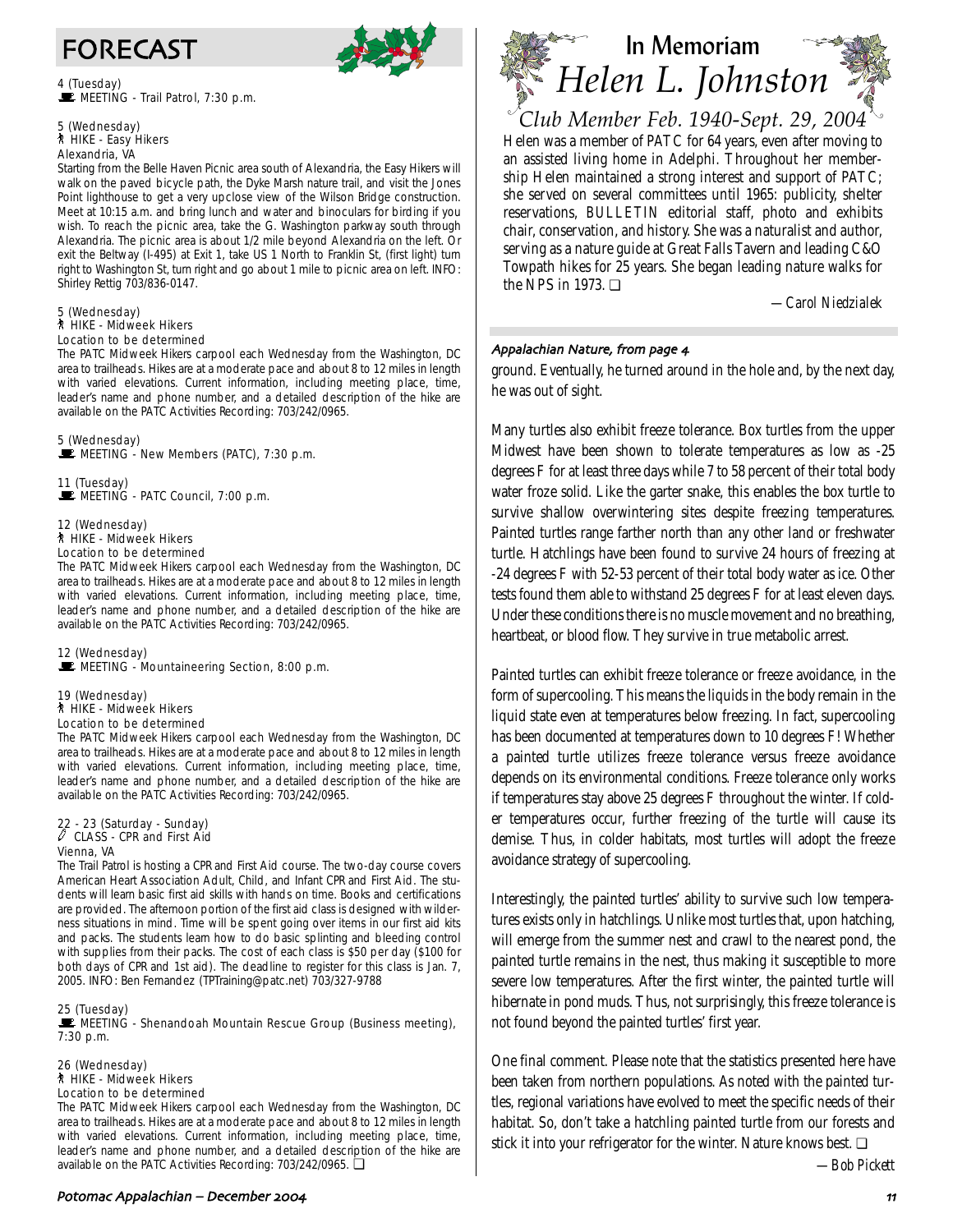# FORECAST

4 (Tuesday)
MEETING - Trail Patrol, 7:30 p.m.

5 (Wednesday)
HIKE - Easy Hikers
Alexandria, VA
Starting from the Belle Haven Picnic area south of Alexandria, the Easy Hikers will walk on the paved bicycle path, the Dyke Marsh nature trail, and visit the Jones Point lighthouse to get a very upclose view of the Wilson Bridge construction. Meet at 10:15 a.m. and bring lunch and water and binoculars for birding if you wish. To reach the picnic area, take the G. Washington parkway south through Alexandria. The picnic area is about 1/2 mile beyond Alexandria on the left. Or exit the Beltway (I-495) at Exit 1, take US 1 North to Franklin St, (first light) turn right to Washington St, turn right and go about 1 mile to picnic area on left. INFO: Shirley Rettig 703/836-0147.

5 (Wednesday)
HIKE - Midweek Hikers
Location to be determined
The PATC Midweek Hikers carpool each Wednesday from the Washington, DC area to trailheads. Hikes are at a moderate pace and about 8 to 12 miles in length with varied elevations. Current information, including meeting place, time, leader's name and phone number, and a detailed description of the hike are available on the PATC Activities Recording: 703/242/0965.

5 (Wednesday)
MEETING - New Members (PATC), 7:30 p.m.

11 (Tuesday)
MEETING - PATC Council, 7:00 p.m.

12 (Wednesday)
HIKE - Midweek Hikers
Location to be determined
The PATC Midweek Hikers carpool each Wednesday from the Washington, DC area to trailheads. Hikes are at a moderate pace and about 8 to 12 miles in length with varied elevations. Current information, including meeting place, time, leader's name and phone number, and a detailed description of the hike are available on the PATC Activities Recording: 703/242/0965.

12 (Wednesday)
MEETING - Mountaineering Section, 8:00 p.m.

19 (Wednesday)
HIKE - Midweek Hikers
Location to be determined
The PATC Midweek Hikers carpool each Wednesday from the Washington, DC area to trailheads. Hikes are at a moderate pace and about 8 to 12 miles in length with varied elevations. Current information, including meeting place, time, leader's name and phone number, and a detailed description of the hike are available on the PATC Activities Recording: 703/242/0965.

22 - 23 (Saturday - Sunday)
CLASS - CPR and First Aid
Vienna, VA
The Trail Patrol is hosting a CPR and First Aid course. The two-day course covers American Heart Association Adult, Child, and Infant CPR and First Aid. The students will learn basic first aid skills with hands on time. Books and certifications are provided. The afternoon portion of the first aid class is designed with wilderness situations in mind. Time will be spent going over items in our first aid kits and packs. The students learn how to do basic splinting and bleeding control with supplies from their packs. The cost of each class is $50 per day ($100 for both days of CPR and 1st aid). The deadline to register for this class is Jan. 7, 2005. INFO: Ben Fernandez (TPTraining@patc.net) 703/327-9788

25 (Tuesday)
MEETING - Shenandoah Mountain Rescue Group (Business meeting), 7:30 p.m.

26 (Wednesday)
HIKE - Midweek Hikers
Location to be determined
The PATC Midweek Hikers carpool each Wednesday from the Washington, DC area to trailheads. Hikes are at a moderate pace and about 8 to 12 miles in length with varied elevations. Current information, including meeting place, time, leader's name and phone number, and a detailed description of the hike are available on the PATC Activities Recording: 703/242/0965. ❑

# In Memoriam
## *Helen L. Johnston*
*Club Member Feb. 1940-Sept. 29, 2004*

Helen was a member of PATC for 64 years, even after moving to an assisted living home in Adelphi. Throughout her membership Helen maintained a strong interest and support of PATC; she served on several committees until 1965: publicity, shelter reservations, BULLETIN editorial staff, photo and exhibits chair, conservation, and history. She was a naturalist and author, serving as a nature guide at Great Falls Tavern and leading C&O Towpath hikes for 25 years. She began leading nature walks for the NPS in 1973. ❑

*—Carol Niedzialek*

### Appalachian Nature, from page 4

ground. Eventually, he turned around in the hole and, by the next day, he was out of sight.

Many turtles also exhibit freeze tolerance. Box turtles from the upper Midwest have been shown to tolerate temperatures as low as -25 degrees F for at least three days while 7 to 58 percent of their total body water froze solid. Like the garter snake, this enables the box turtle to survive shallow overwintering sites despite freezing temperatures. Painted turtles range farther north than any other land or freshwater turtle. Hatchlings have been found to survive 24 hours of freezing at -24 degrees F with 52-53 percent of their total body water as ice. Other tests found them able to withstand 25 degrees F for at least eleven days. Under these conditions there is no muscle movement and no breathing, heartbeat, or blood flow. They survive in true metabolic arrest.

Painted turtles can exhibit freeze tolerance or freeze avoidance, in the form of supercooling. This means the liquids in the body remain in the liquid state even at temperatures below freezing. In fact, supercooling has been documented at temperatures down to 10 degrees F! Whether a painted turtle utilizes freeze tolerance versus freeze avoidance depends on its environmental conditions. Freeze tolerance only works if temperatures stay above 25 degrees F throughout the winter. If colder temperatures occur, further freezing of the turtle will cause its demise. Thus, in colder habitats, most turtles will adopt the freeze avoidance strategy of supercooling.

Interestingly, the painted turtles' ability to survive such low temperatures exists only in hatchlings. Unlike most turtles that, upon hatching, will emerge from the summer nest and crawl to the nearest pond, the painted turtle remains in the nest, thus making it susceptible to more severe low temperatures. After the first winter, the painted turtle will hibernate in pond muds. Thus, not surprisingly, this freeze tolerance is not found beyond the painted turtles' first year.

One final comment. Please note that the statistics presented here have been taken from northern populations. As noted with the painted turtles, regional variations have evolved to meet the specific needs of their habitat. So, don't take a hatchling painted turtle from our forests and stick it into your refrigerator for the winter. Nature knows best. ❑

*—Bob Pickett*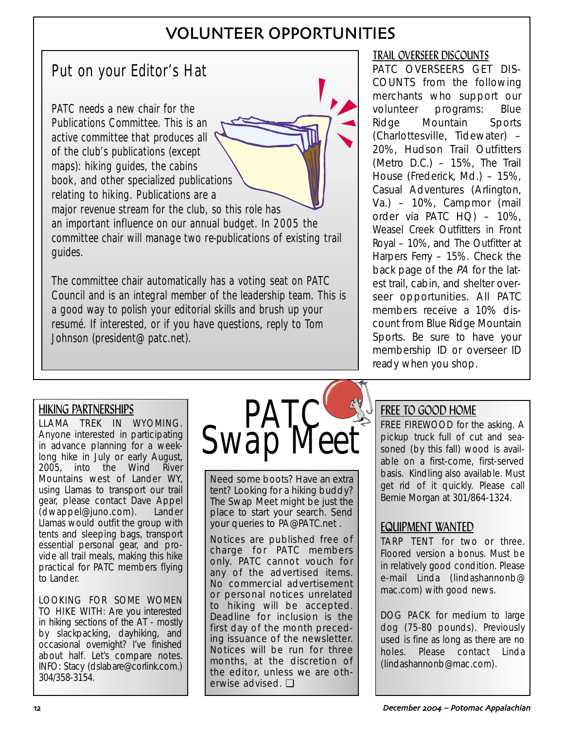# VOLUNTEER OPPORTUNITIES

## Put on your Editor's Hat

PATC needs a new chair for the Publications Committee. This is an active committee that produces all of the club's publications (except maps): hiking guides, the cabins book, and other specialized publications relating to hiking. Publications are a major revenue stream for the club, so this role has an important influence on our annual budget. In 2005 the committee chair will manage two re-publications of existing trail guides.

The committee chair automatically has a voting seat on PATC Council and is an integral member of the leadership team. This is a good way to polish your editorial skills and brush up your resumé. If interested, or if you have questions, reply to Tom Johnson (president@patc.net).

## TRAIL OVERSEER DISCOUNTS

PATC OVERSEERS GET DISCOUNTS from the following merchants who support our volunteer programs: Blue Ridge Mountain Sports (Charlottesville, Tidewater) – 20%, Hudson Trail Outfitters (Metro D.C.) – 15%, The Trail House (Frederick, Md.) – 15%, Casual Adventures (Arlington, Va.) – 10%, Campmor (mail order via PATC HQ) – 10%, Weasel Creek Outfitters in Front Royal – 10%, and The Outfitter at Harpers Ferry – 15%. Check the back page of the *PA* for the latest trail, cabin, and shelter overseer opportunities. All PATC members receive a 10% discount from Blue Ridge Mountain Sports. Be sure to have your membership ID or overseer ID ready when you shop.

## HIKING PARTNERSHIPS

LLAMA TREK IN WYOMING. Anyone interested in participating in advance planning for a week-long hike in July or early August, 2005, into the Wind River Mountains west of Lander WY, using Llamas to transport our trail gear, please contact Dave Appel (dwappel@juno.com). Lander Llamas would outfit the group with tents and sleeping bags, transport essential personal gear, and provide all trail meals, making this hike practical for PATC members flying to Lander.

LOOKING FOR SOME WOMEN TO HIKE WITH: Are you interested in hiking sections of the AT - mostly by slackpacking, dayhiking, and occasional overnight? I've finished about half. Let's compare notes. INFO: Stacy (dslabare@corlink.com.) 304/358-3154.

# PATC Swap Meet

Need some boots? Have an extra tent? Looking for a hiking buddy? The Swap Meet might be just the place to start your search. Send your queries to PA@PATC.net .

Notices are published free of charge for PATC members only. PATC cannot vouch for any of the advertised items. No commercial advertisement or personal notices unrelated to hiking will be accepted. Deadline for inclusion is the first day of the month preceding issuance of the newsletter. Notices will be run for three months, at the discretion of the editor, unless we are otherwise advised. ❑

## FREE TO GOOD HOME

FREE FIREWOOD for the asking. A pickup truck full of cut and seasoned (by this fall) wood is available on a first-come, first-served basis. Kindling also available. Must get rid of it quickly. Please call Bernie Morgan at 301/864-1324.

## EQUIPMENT WANTED

TARP TENT for two or three. Floored version a bonus. Must be in relatively good condition. Please e-mail Linda (lindashannonb@mac.com) with good news.

DOG PACK for medium to large dog (75-80 pounds). Previously used is fine as long as there are no holes. Please contact Linda (lindashannonb@mac.com).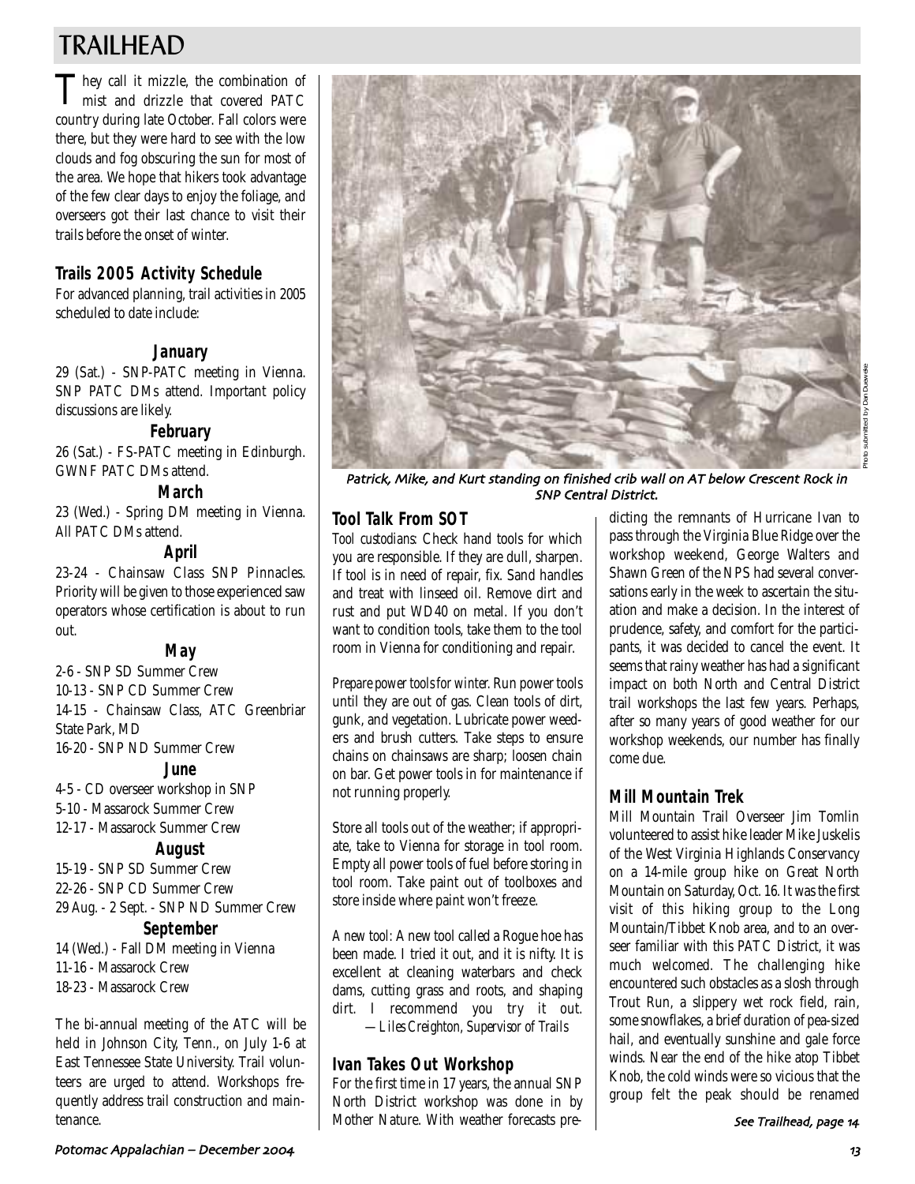# TRAILHEAD

They call it mizzle, the combination of mist and drizzle that covered PATC country during late October. Fall colors were there, but they were hard to see with the low clouds and fog obscuring the sun for most of the area. We hope that hikers took advantage of the few clear days to enjoy the foliage, and overseers got their last chance to visit their trails before the onset of winter.

## Trails 2005 Activity Schedule

For advanced planning, trail activities in 2005 scheduled to date include:

### January

29 (Sat.) - SNP-PATC meeting in Vienna. SNP PATC DMs attend. Important policy discussions are likely.

### February

26 (Sat.) - FS-PATC meeting in Edinburgh. GWNF PATC DMs attend.

### March

23 (Wed.) - Spring DM meeting in Vienna. All PATC DMs attend.

### April

23-24 - Chainsaw Class SNP Pinnacles. Priority will be given to those experienced saw operators whose certification is about to run out.

### May

2-6 - SNP SD Summer Crew
10-13 - SNP CD Summer Crew
14-15 - Chainsaw Class, ATC Greenbriar State Park, MD
16-20 - SNP ND Summer Crew

### June

4-5 - CD overseer workshop in SNP
5-10 - Massarock Summer Crew
12-17 - Massarock Summer Crew

### August

15-19 - SNP SD Summer Crew
22-26 - SNP CD Summer Crew
29 Aug. - 2 Sept. - SNP ND Summer Crew

### September

14 (Wed.) - Fall DM meeting in Vienna
11-16 - Massarock Crew
18-23 - Massarock Crew

The bi-annual meeting of the ATC will be held in Johnson City, Tenn., on July 1-6 at East Tennessee State University. Trail volunteers are urged to attend. Workshops frequently address trail construction and maintenance.

*Patrick, Mike, and Kurt standing on finished crib wall on AT below Crescent Rock in SNP Central District.*

Photo submitted by Dan Dueweke

## Tool Talk From SOT

*Tool custodians:* Check hand tools for which you are responsible. If they are dull, sharpen. If tool is in need of repair, fix. Sand handles and treat with linseed oil. Remove dirt and rust and put WD40 on metal. If you don't want to condition tools, take them to the tool room in Vienna for conditioning and repair.

*Prepare power tools for winter.* Run power tools until they are out of gas. Clean tools of dirt, gunk, and vegetation. Lubricate power weeders and brush cutters. Take steps to ensure chains on chainsaws are sharp; loosen chain on bar. Get power tools in for maintenance if not running properly.

Store all tools out of the weather; if appropriate, take to Vienna for storage in tool room. Empty all power tools of fuel before storing in tool room. Take paint out of toolboxes and store inside where paint won't freeze.

*A new tool:* A new tool called a Rogue hoe has been made. I tried it out, and it is nifty. It is excellent at cleaning waterbars and check dams, cutting grass and roots, and shaping dirt. I recommend you try it out.
*—Liles Creighton, Supervisor of Trails*

## Ivan Takes Out Workshop

For the first time in 17 years, the annual SNP North District workshop was done in by Mother Nature. With weather forecasts predicting the remnants of Hurricane Ivan to pass through the Virginia Blue Ridge over the workshop weekend, George Walters and Shawn Green of the NPS had several conversations early in the week to ascertain the situation and make a decision. In the interest of prudence, safety, and comfort for the participants, it was decided to cancel the event. It seems that rainy weather has had a significant impact on both North and Central District trail workshops the last few years. Perhaps, after so many years of good weather for our workshop weekends, our number has finally come due.

## Mill Mountain Trek

Mill Mountain Trail Overseer Jim Tomlin volunteered to assist hike leader Mike Juskelis of the West Virginia Highlands Conservancy on a 14-mile group hike on Great North Mountain on Saturday, Oct. 16. It was the first visit of this hiking group to the Long Mountain/Tibbet Knob area, and to an overseer familiar with this PATC District, it was much welcomed. The challenging hike encountered such obstacles as a slosh through Trout Run, a slippery wet rock field, rain, some snowflakes, a brief duration of pea-sized hail, and eventually sunshine and gale force winds. Near the end of the hike atop Tibbet Knob, the cold winds were so vicious that the group felt the peak should be renamed

*See Trailhead, page 14*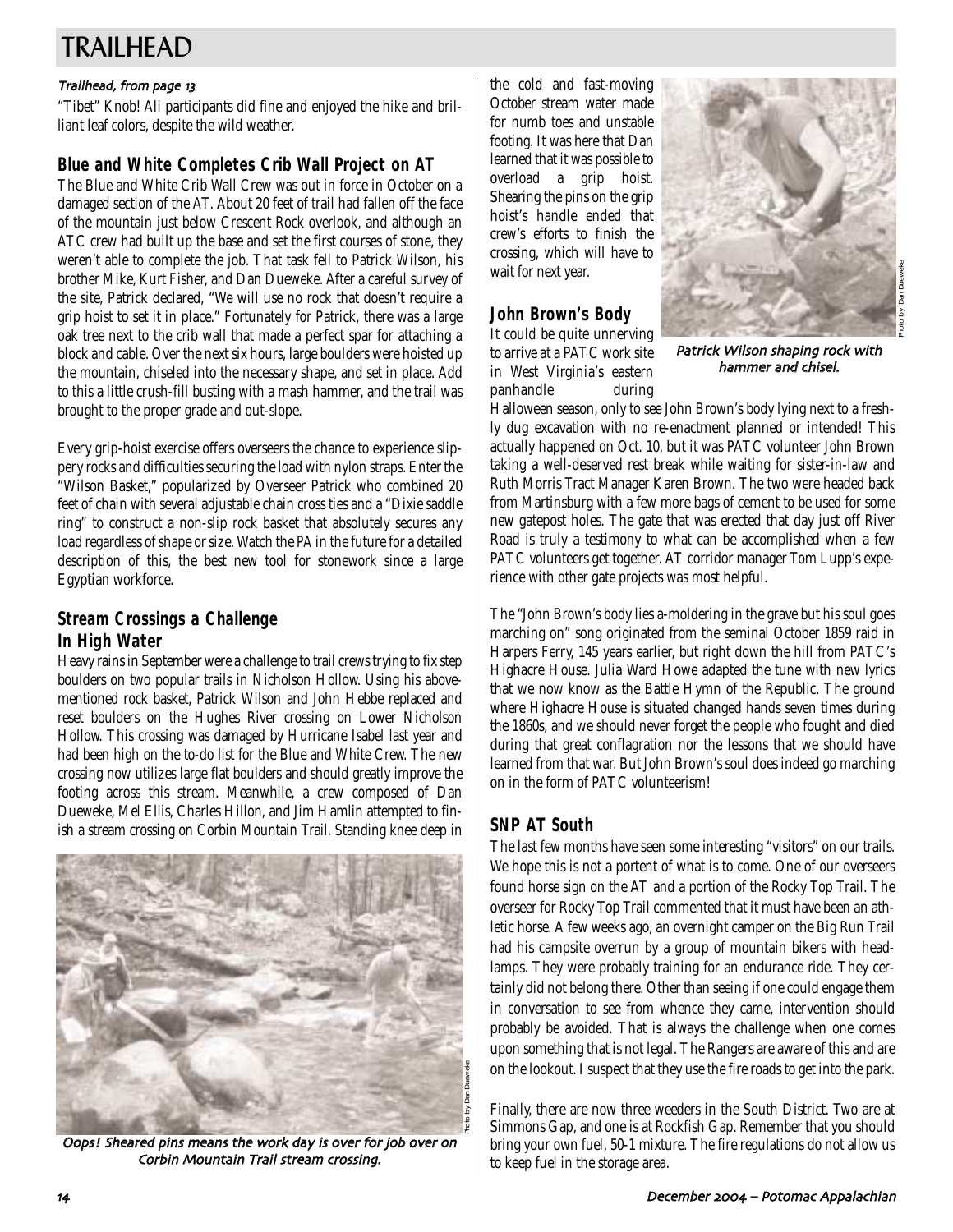# TRAILHEAD

*Trailhead, from page 13*

"Tibet" Knob! All participants did fine and enjoyed the hike and brilliant leaf colors, despite the wild weather.

## Blue and White Completes Crib Wall Project on AT

The Blue and White Crib Wall Crew was out in force in October on a damaged section of the AT. About 20 feet of trail had fallen off the face of the mountain just below Crescent Rock overlook, and although an ATC crew had built up the base and set the first courses of stone, they weren't able to complete the job. That task fell to Patrick Wilson, his brother Mike, Kurt Fisher, and Dan Dueweke. After a careful survey of the site, Patrick declared, "We will use no rock that doesn't require a grip hoist to set it in place." Fortunately for Patrick, there was a large oak tree next to the crib wall that made a perfect spar for attaching a block and cable. Over the next six hours, large boulders were hoisted up the mountain, chiseled into the necessary shape, and set in place. Add to this a little crush-fill busting with a mash hammer, and the trail was brought to the proper grade and out-slope.

Every grip-hoist exercise offers overseers the chance to experience slippery rocks and difficulties securing the load with nylon straps. Enter the "Wilson Basket," popularized by Overseer Patrick who combined 20 feet of chain with several adjustable chain cross ties and a "Dixie saddle ring" to construct a non-slip rock basket that absolutely secures any load regardless of shape or size. Watch the PA in the future for a detailed description of this, the best new tool for stonework since a large Egyptian workforce.

## Stream Crossings a Challenge In High Water

Heavy rains in September were a challenge to trail crews trying to fix step boulders on two popular trails in Nicholson Hollow. Using his above-mentioned rock basket, Patrick Wilson and John Hebbe replaced and reset boulders on the Hughes River crossing on Lower Nicholson Hollow. This crossing was damaged by Hurricane Isabel last year and had been high on the to-do list for the Blue and White Crew. The new crossing now utilizes large flat boulders and should greatly improve the footing across this stream. Meanwhile, a crew composed of Dan Dueweke, Mel Ellis, Charles Hillon, and Jim Hamlin attempted to finish a stream crossing on Corbin Mountain Trail. Standing knee deep in the cold and fast-moving October stream water made for numb toes and unstable footing. It was here that Dan learned that it was possible to overload a grip hoist. Shearing the pins on the grip hoist's handle ended that crew's efforts to finish the crossing, which will have to wait for next year.

*Oops! Sheared pins means the work day is over for job over on Corbin Mountain Trail stream crossing.*

Photo by Dan Dueweke

*Patrick Wilson shaping rock with hammer and chisel.*

Photo by Dan Dueweke

## John Brown's Body

It could be quite unnerving to arrive at a PATC work site in West Virginia's eastern panhandle during Halloween season, only to see John Brown's body lying next to a freshly dug excavation with no re-enactment planned or intended! This actually happened on Oct. 10, but it was PATC volunteer John Brown taking a well-deserved rest break while waiting for sister-in-law and Ruth Morris Tract Manager Karen Brown. The two were headed back from Martinsburg with a few more bags of cement to be used for some new gatepost holes. The gate that was erected that day just off River Road is truly a testimony to what can be accomplished when a few PATC volunteers get together. AT corridor manager Tom Lupp's experience with other gate projects was most helpful.

The "John Brown's body lies a-moldering in the grave but his soul goes marching on" song originated from the seminal October 1859 raid in Harpers Ferry, 145 years earlier, but right down the hill from PATC's Highacre House. Julia Ward Howe adapted the tune with new lyrics that we now know as the Battle Hymn of the Republic. The ground where Highacre House is situated changed hands seven times during the 1860s, and we should never forget the people who fought and died during that great conflagration nor the lessons that we should have learned from that war. But John Brown's soul does indeed go marching on in the form of PATC volunteerism!

## SNP AT South

The last few months have seen some interesting "visitors" on our trails. We hope this is not a portent of what is to come. One of our overseers found horse sign on the AT and a portion of the Rocky Top Trail. The overseer for Rocky Top Trail commented that it must have been an athletic horse. A few weeks ago, an overnight camper on the Big Run Trail had his campsite overrun by a group of mountain bikers with headlamps. They were probably training for an endurance ride. They certainly did not belong there. Other than seeing if one could engage them in conversation to see from whence they came, intervention should probably be avoided. That is always the challenge when one comes upon something that is not legal. The Rangers are aware of this and are on the lookout. I suspect that they use the fire roads to get into the park.

Finally, there are now three weeders in the South District. Two are at Simmons Gap, and one is at Rockfish Gap. Remember that you should bring your own fuel, 50-1 mixture. The fire regulations do not allow us to keep fuel in the storage area.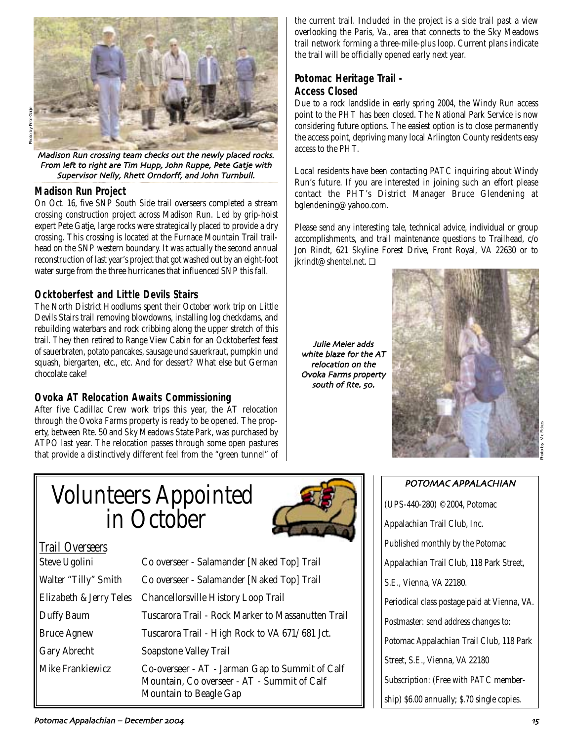Madison Run crossing team checks out the newly placed rocks. From left to right are Tim Hupp, John Ruppe, Pete Gatje with Supervisor Nelly, Rhett Orndorff, and John Turnbull.

### Madison Run Project

On Oct. 16, five SNP South Side trail overseers completed a stream crossing construction project across Madison Run. Led by grip-hoist expert Pete Gatje, large rocks were strategically placed to provide a dry crossing. This crossing is located at the Furnace Mountain Trail trailhead on the SNP western boundary. It was actually the second annual reconstruction of last year's project that got washed out by an eight-foot water surge from the three hurricanes that influenced SNP this fall.

### Ocktoberfest and Little Devils Stairs

The North District Hoodlums spent their October work trip on Little Devils Stairs trail removing blowdowns, installing log checkdams, and rebuilding waterbars and rock cribbing along the upper stretch of this trail. They then retired to Range View Cabin for an Ocktoberfest feast of sauerbraten, potato pancakes, sausage und sauerkraut, pumpkin und squash, biergarten, etc., etc. And for dessert? What else but German chocolate cake!

### Ovoka AT Relocation Awaits Commissioning

After five Cadillac Crew work trips this year, the AT relocation through the Ovoka Farms property is ready to be opened. The property, between Rte. 50 and Sky Meadows State Park, was purchased by ATPO last year. The relocation passes through some open pastures that provide a distinctively different feel from the "green tunnel" of the current trail. Included in the project is a side trail past a view overlooking the Paris, Va., area that connects to the Sky Meadows trail network forming a three-mile-plus loop. Current plans indicate the trail will be officially opened early next year.

### Potomac Heritage Trail - Access Closed

Due to a rock landslide in early spring 2004, the Windy Run access point to the PHT has been closed. The National Park Service is now considering future options. The easiest option is to close permanently the access point, depriving many local Arlington County residents easy access to the PHT.

Local residents have been contacting PATC inquiring about Windy Run's future. If you are interested in joining such an effort please contact the PHT's District Manager Bruce Glendening at bglendening@yahoo.com.

Please send any interesting tale, technical advice, individual or group accomplishments, and trail maintenance questions to Trailhead, c/o Jon Rindt, 621 Skyline Forest Drive, Front Royal, VA 22630 or to jkrindt@shentel.net. ❑

Julie Meier adds white blaze for the AT relocation on the Ovoka Farms property south of Rte. 50.

# Volunteers Appointed in October

*Trail Overseers*

| | |
|---|---|
| Steve Ugolini | Co overseer - Salamander [Naked Top] Trail |
| Walter "Tilly" Smith | Co overseer - Salamander [Naked Top] Trail |
| Elizabeth & Jerry Teles | Chancellorsville History Loop Trail |
| Duffy Baum | Tuscarora Trail - Rock Marker to Massanutten Trail |
| Bruce Agnew | Tuscarora Trail - High Rock to VA 671/681 Jct. |
| Gary Abrecht | Soapstone Valley Trail |
| Mike Frankiewicz | Co-overseer - AT - Jarman Gap to Summit of Calf Mountain, Co overseer - AT - Summit of Calf Mountain to Beagle Gap |

**POTOMAC APPALACHIAN**

(UPS-440-280) ©2004, Potomac Appalachian Trail Club, Inc.

Published monthly by the Potomac Appalachian Trail Club, 118 Park Street, S.E., Vienna, VA 22180.

Periodical class postage paid at Vienna, VA.

Postmaster: send address changes to: Potomac Appalachian Trail Club, 118 Park Street, S.E., Vienna, VA 22180

Subscription: (Free with PATC membership) $6.00 annually; $.70 single copies.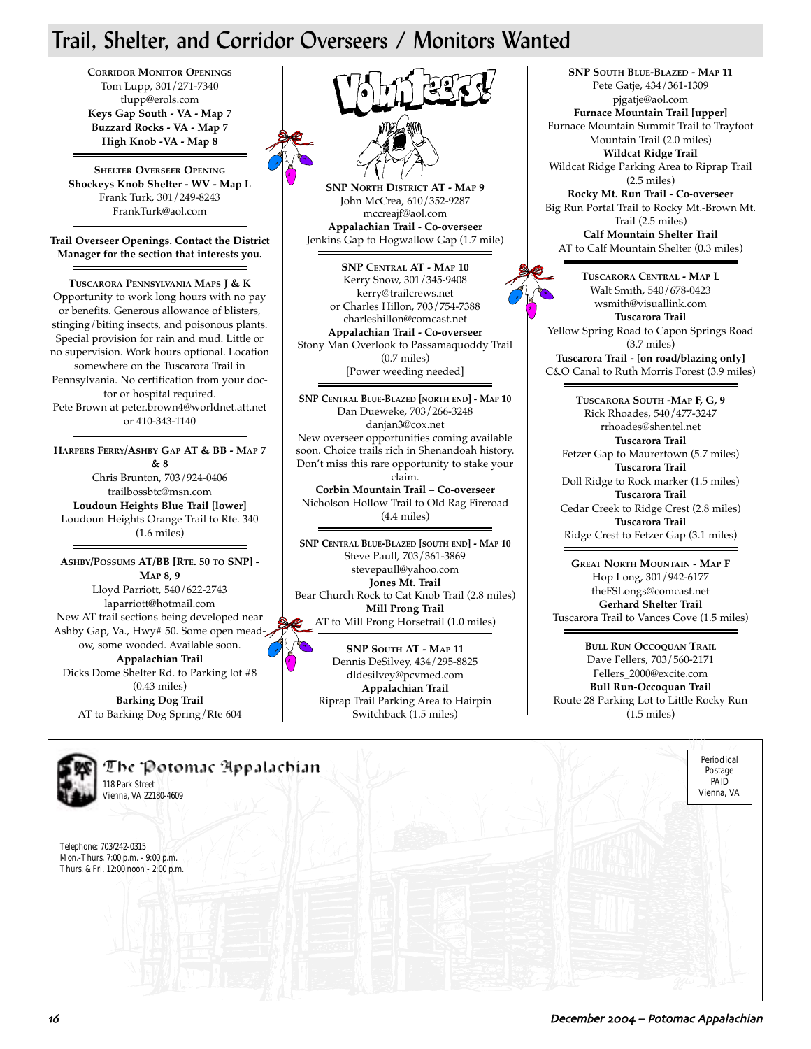# Trail, Shelter, and Corridor Overseers / Monitors Wanted

**CORRIDOR MONITOR OPENINGS**
Tom Lupp, 301/271-7340
tlupp@erols.com
**Keys Gap South - VA - Map 7**
**Buzzard Rocks - VA - Map 7**
**High Knob -VA - Map 8**

**SHELTER OVERSEER OPENING**
**Shockeys Knob Shelter - WV - Map L**
Frank Turk, 301/249-8243
FrankTurk@aol.com

**Trail Overseer Openings. Contact the District Manager for the section that interests you.**

**TUSCARORA PENNSYLVANIA MAPS J & K**
Opportunity to work long hours with no pay or benefits. Generous allowance of blisters, stinging/biting insects, and poisonous plants. Special provision for rain and mud. Little or no supervision. Work hours optional. Location somewhere on the Tuscarora Trail in Pennsylvania. No certification from your doctor or hospital required.
Pete Brown at peter.brown4@worldnet.att.net or 410-343-1140

**HARPERS FERRY/ASHBY GAP AT & BB - MAP 7 & 8**
Chris Brunton, 703/924-0406
trailbossbtc@msn.com
**Loudoun Heights Blue Trail [lower]**
Loudoun Heights Orange Trail to Rte. 340 (1.6 miles)

**ASHBY/POSSUMS AT/BB [RTE. 50 TO SNP] - MAP 8, 9**
Lloyd Parriott, 540/622-2743
laparriott@hotmail.com
New AT trail sections being developed near Ashby Gap, Va., Hwy# 50. Some open meadow, some wooded. Available soon.
**Appalachian Trail**
Dicks Dome Shelter Rd. to Parking lot #8 (0.43 miles)
**Barking Dog Trail**
AT to Barking Dog Spring/Rte 604

Volunteers!

**SNP NORTH DISTRICT AT - MAP 9**
John McCrea, 610/352-9287
mccreajf@aol.com
**Appalachian Trail - Co-overseer**
Jenkins Gap to Hogwallow Gap (1.7 mile)

**SNP CENTRAL AT - MAP 10**
Kerry Snow, 301/345-9408
kerry@trailcrews.net
or Charles Hillon, 703/754-7388
charleshillon@comcast.net
**Appalachian Trail - Co-overseer**
Stony Man Overlook to Passamaquoddy Trail (0.7 miles)
[Power weeding needed]

**SNP CENTRAL BLUE-BLAZED [NORTH END] - MAP 10**
Dan Dueweke, 703/266-3248
danjan3@cox.net
New overseer opportunities coming available soon. Choice trails rich in Shenandoah history. Don't miss this rare opportunity to stake your claim.
**Corbin Mountain Trail – Co-overseer**
Nicholson Hollow Trail to Old Rag Fireroad (4.4 miles)

**SNP CENTRAL BLUE-BLAZED [SOUTH END] - MAP 10**
Steve Paull, 703/361-3869
stevepaull@yahoo.com
**Jones Mt. Trail**
Bear Church Rock to Cat Knob Trail (2.8 miles)
**Mill Prong Trail**
AT to Mill Prong Horsetrail (1.0 miles)

**SNP SOUTH AT - MAP 11**
Dennis DeSilvey, 434/295-8825
dldesilvey@pcvmed.com
**Appalachian Trail**
Riprap Trail Parking Area to Hairpin Switchback (1.5 miles)

**SNP SOUTH BLUE-BLAZED - MAP 11**
Pete Gatje, 434/361-1309
pjgatje@aol.com
**Furnace Mountain Trail [upper]**
Furnace Mountain Summit Trail to Trayfoot Mountain Trail (2.0 miles)
**Wildcat Ridge Trail**
Wildcat Ridge Parking Area to Riprap Trail (2.5 miles)
**Rocky Mt. Run Trail - Co-overseer**
Big Run Portal Trail to Rocky Mt.-Brown Mt. Trail (2.5 miles)
**Calf Mountain Shelter Trail**
AT to Calf Mountain Shelter (0.3 miles)

**TUSCARORA CENTRAL - MAP L**
Walt Smith, 540/678-0423
wsmith@visuallink.com
**Tuscarora Trail**
Yellow Spring Road to Capon Springs Road (3.7 miles)
**Tuscarora Trail - [on road/blazing only]**
C&O Canal to Ruth Morris Forest (3.9 miles)

**TUSCARORA SOUTH -MAP F, G, 9**
Rick Rhoades, 540/477-3247
rrhoades@shentel.net
**Tuscarora Trail**
Fetzer Gap to Maurertown (5.7 miles)
**Tuscarora Trail**
Doll Ridge to Rock marker (1.5 miles)
**Tuscarora Trail**
Cedar Creek to Ridge Crest (2.8 miles)
**Tuscarora Trail**
Ridge Crest to Fetzer Gap (3.1 miles)

**GREAT NORTH MOUNTAIN - MAP F**
Hop Long, 301/942-6177
theFSLongs@comcast.net
**Gerhard Shelter Trail**
Tuscarora Trail to Vances Cove (1.5 miles)

**BULL RUN OCCOQUAN TRAIL**
Dave Fellers, 703/560-2171
Fellers_2000@excite.com
**Bull Run-Occoquan Trail**
Route 28 Parking Lot to Little Rocky Run (1.5 miles)

---

The Potomac Appalachian
118 Park Street
Vienna, VA 22180-4609

Telephone: 703/242-0315
Mon.-Thurs. 7:00 p.m. - 9:00 p.m.
Thurs. & Fri. 12:00 noon - 2:00 p.m.

Periodical
Postage
PAID
Vienna, VA